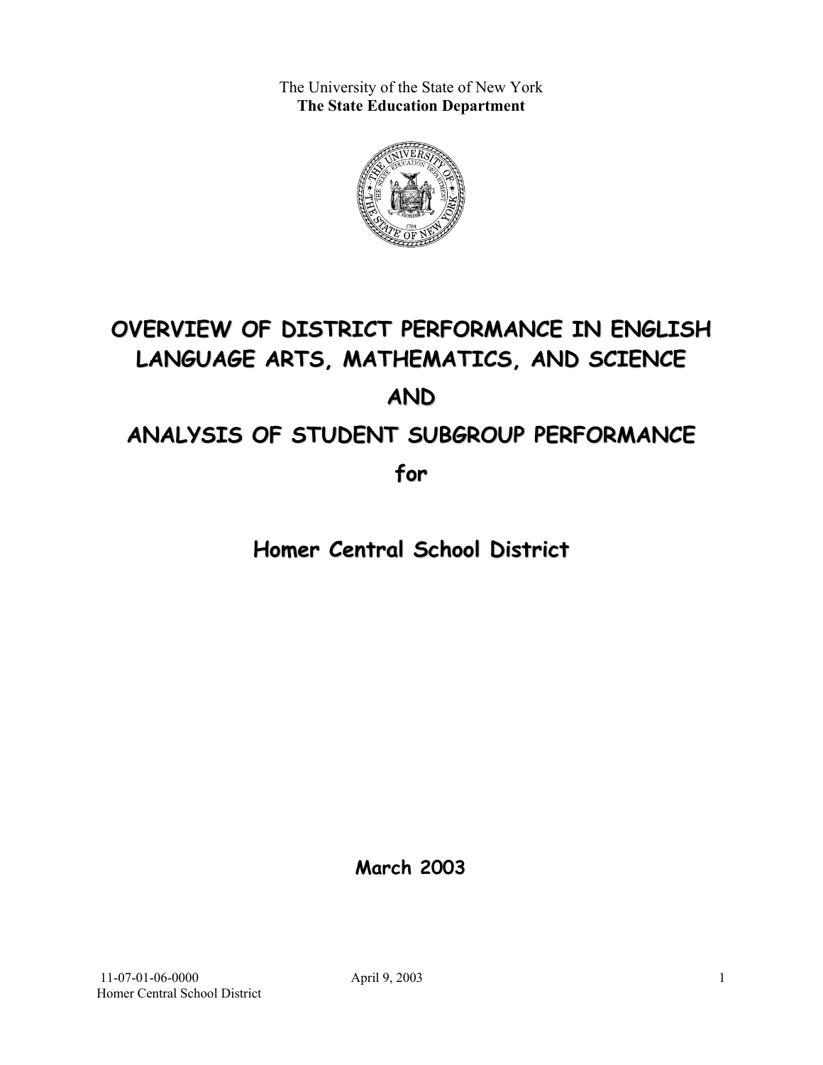The University of the State of New York
**The State Education Department**

# OVERVIEW OF DISTRICT PERFORMANCE IN ENGLISH LANGUAGE ARTS, MATHEMATICS, AND SCIENCE

# AND

# ANALYSIS OF STUDENT SUBGROUP PERFORMANCE

# for

# Homer Central School District

**March 2003**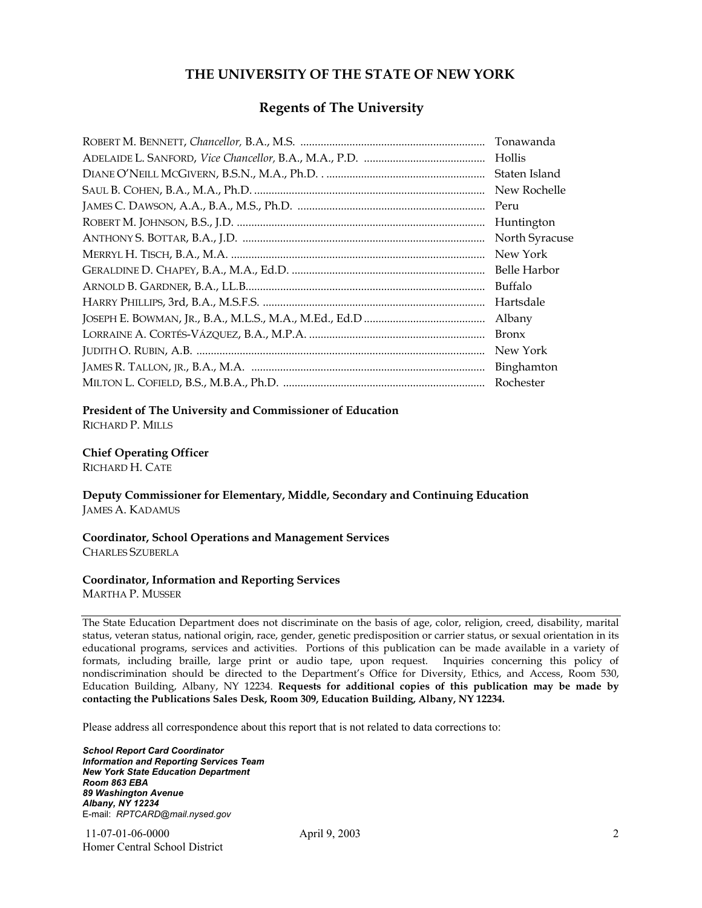# THE UNIVERSITY OF THE STATE OF NEW YORK

## Regents of The University

| | |
|---|---|
| ROBERT M. BENNETT, *Chancellor,* B.A., M.S. | Tonawanda |
| ADELAIDE L. SANFORD, *Vice Chancellor,* B.A., M.A., P.D. | Hollis |
| DIANE O'NEILL MCGIVERN, B.S.N., M.A., Ph.D. | Staten Island |
| SAUL B. COHEN, B.A., M.A., Ph.D. | New Rochelle |
| JAMES C. DAWSON, A.A., B.A., M.S., Ph.D. | Peru |
| ROBERT M. JOHNSON, B.S., J.D. | Huntington |
| ANTHONY S. BOTTAR, B.A., J.D. | North Syracuse |
| MERRYL H. TISCH, B.A., M.A. | New York |
| GERALDINE D. CHAPEY, B.A., M.A., Ed.D. | Belle Harbor |
| ARNOLD B. GARDNER, B.A., LL.B. | Buffalo |
| HARRY PHILLIPS, 3rd, B.A., M.S.F.S. | Hartsdale |
| JOSEPH E. BOWMAN, JR., B.A., M.L.S., M.A., M.Ed., Ed.D | Albany |
| LORRAINE A. CORTÉS-VÁZQUEZ, B.A., M.P.A. | Bronx |
| JUDITH O. RUBIN, A.B. | New York |
| JAMES R. TALLON, JR., B.A., M.A. | Binghamton |
| MILTON L. COFIELD, B.S., M.B.A., Ph.D. | Rochester |

**President of The University and Commissioner of Education**
RICHARD P. MILLS

**Chief Operating Officer**
RICHARD H. CATE

**Deputy Commissioner for Elementary, Middle, Secondary and Continuing Education**
JAMES A. KADAMUS

**Coordinator, School Operations and Management Services**
CHARLES SZUBERLA

**Coordinator, Information and Reporting Services**
MARTHA P. MUSSER

---

The State Education Department does not discriminate on the basis of age, color, religion, creed, disability, marital status, veteran status, national origin, race, gender, genetic predisposition or carrier status, or sexual orientation in its educational programs, services and activities. Portions of this publication can be made available in a variety of formats, including braille, large print or audio tape, upon request. Inquiries concerning this policy of nondiscrimination should be directed to the Department's Office for Diversity, Ethics, and Access, Room 530, Education Building, Albany, NY 12234. **Requests for additional copies of this publication may be made by contacting the Publications Sales Desk, Room 309, Education Building, Albany, NY 12234.**

Please address all correspondence about this report that is not related to data corrections to:

***School Report Card Coordinator***
***Information and Reporting Services Team***
***New York State Education Department***
***Room 863 EBA***
***89 Washington Avenue***
***Albany, NY 12234***
E-mail: *RPTCARD@mail.nysed.gov*

11-07-01-06-0000 April 9, 2003
Homer Central School District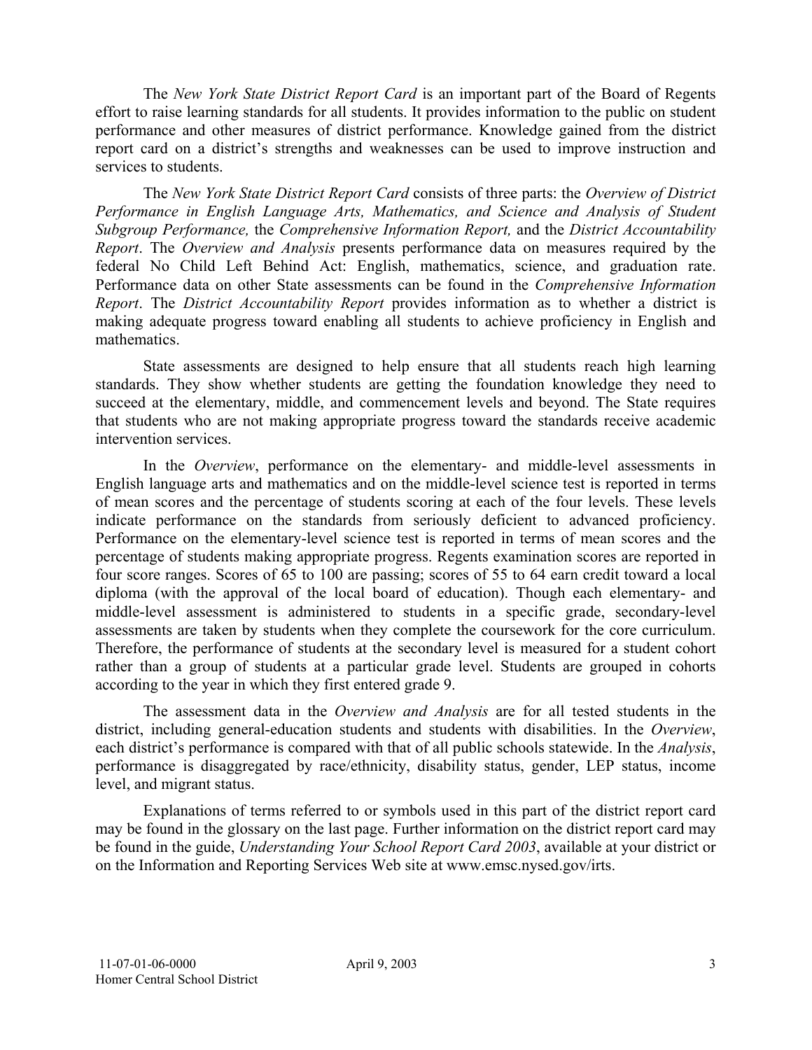The *New York State District Report Card* is an important part of the Board of Regents effort to raise learning standards for all students. It provides information to the public on student performance and other measures of district performance. Knowledge gained from the district report card on a district's strengths and weaknesses can be used to improve instruction and services to students.

The *New York State District Report Card* consists of three parts: the *Overview of District Performance in English Language Arts, Mathematics, and Science and Analysis of Student Subgroup Performance,* the *Comprehensive Information Report,* and the *District Accountability Report*. The *Overview and Analysis* presents performance data on measures required by the federal No Child Left Behind Act: English, mathematics, science, and graduation rate. Performance data on other State assessments can be found in the *Comprehensive Information Report*. The *District Accountability Report* provides information as to whether a district is making adequate progress toward enabling all students to achieve proficiency in English and mathematics.

State assessments are designed to help ensure that all students reach high learning standards. They show whether students are getting the foundation knowledge they need to succeed at the elementary, middle, and commencement levels and beyond. The State requires that students who are not making appropriate progress toward the standards receive academic intervention services.

In the *Overview*, performance on the elementary- and middle-level assessments in English language arts and mathematics and on the middle-level science test is reported in terms of mean scores and the percentage of students scoring at each of the four levels. These levels indicate performance on the standards from seriously deficient to advanced proficiency. Performance on the elementary-level science test is reported in terms of mean scores and the percentage of students making appropriate progress. Regents examination scores are reported in four score ranges. Scores of 65 to 100 are passing; scores of 55 to 64 earn credit toward a local diploma (with the approval of the local board of education). Though each elementary- and middle-level assessment is administered to students in a specific grade, secondary-level assessments are taken by students when they complete the coursework for the core curriculum. Therefore, the performance of students at the secondary level is measured for a student cohort rather than a group of students at a particular grade level. Students are grouped in cohorts according to the year in which they first entered grade 9.

The assessment data in the *Overview and Analysis* are for all tested students in the district, including general-education students and students with disabilities. In the *Overview*, each district's performance is compared with that of all public schools statewide. In the *Analysis*, performance is disaggregated by race/ethnicity, disability status, gender, LEP status, income level, and migrant status.

Explanations of terms referred to or symbols used in this part of the district report card may be found in the glossary on the last page. Further information on the district report card may be found in the guide, *Understanding Your School Report Card 2003*, available at your district or on the Information and Reporting Services Web site at www.emsc.nysed.gov/irts.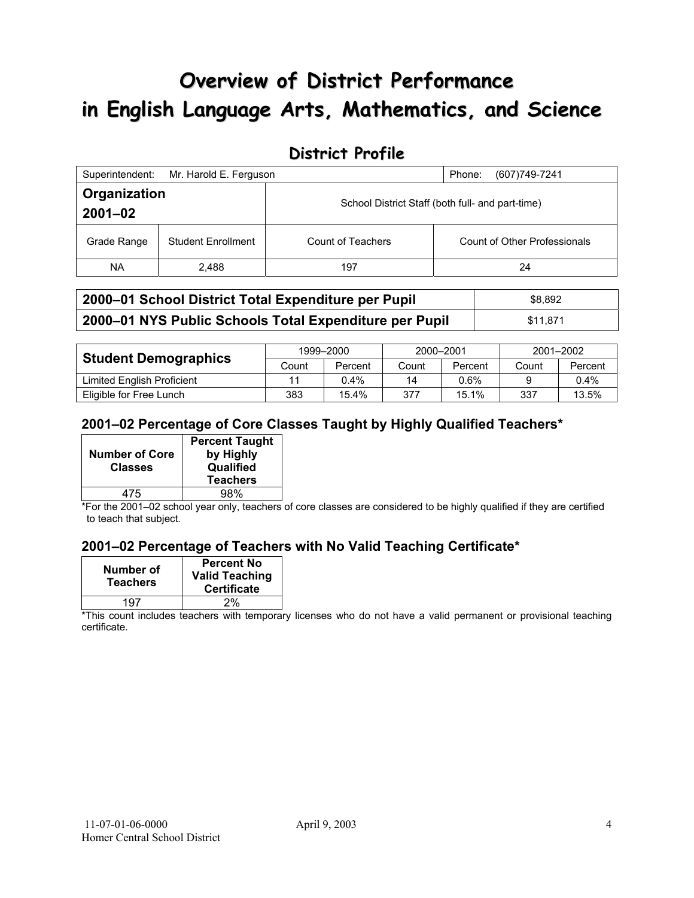# Overview of District Performance in English Language Arts, Mathematics, and Science

## District Profile

| Superintendent: | Mr. Harold E. Ferguson | | Phone: (607)749-7241 |
|---|---|---|---|
| **Organization 2001–02** | | School District Staff (both full- and part-time) | |
| Grade Range | Student Enrollment | Count of Teachers | Count of Other Professionals |
| NA | 2,488 | 197 | 24 |

| | |
|---|---|
| **2000–01 School District Total Expenditure per Pupil** | $8,892 |
| **2000–01 NYS Public Schools Total Expenditure per Pupil** | $11,871 |

| **Student Demographics** | 1999–2000 | | 2000–2001 | | 2001–2002 | |
|---|---|---|---|---|---|---|
| | Count | Percent | Count | Percent | Count | Percent |
| Limited English Proficient | 11 | 0.4% | 14 | 0.6% | 9 | 0.4% |
| Eligible for Free Lunch | 383 | 15.4% | 377 | 15.1% | 337 | 13.5% |

### 2001–02 Percentage of Core Classes Taught by Highly Qualified Teachers*

| Number of Core Classes | Percent Taught by Highly Qualified Teachers |
|---|---|
| 475 | 98% |

*For the 2001–02 school year only, teachers of core classes are considered to be highly qualified if they are certified to teach that subject.

### 2001–02 Percentage of Teachers with No Valid Teaching Certificate*

| Number of Teachers | Percent No Valid Teaching Certificate |
|---|---|
| 197 | 2% |

*This count includes teachers with temporary licenses who do not have a valid permanent or provisional teaching certificate.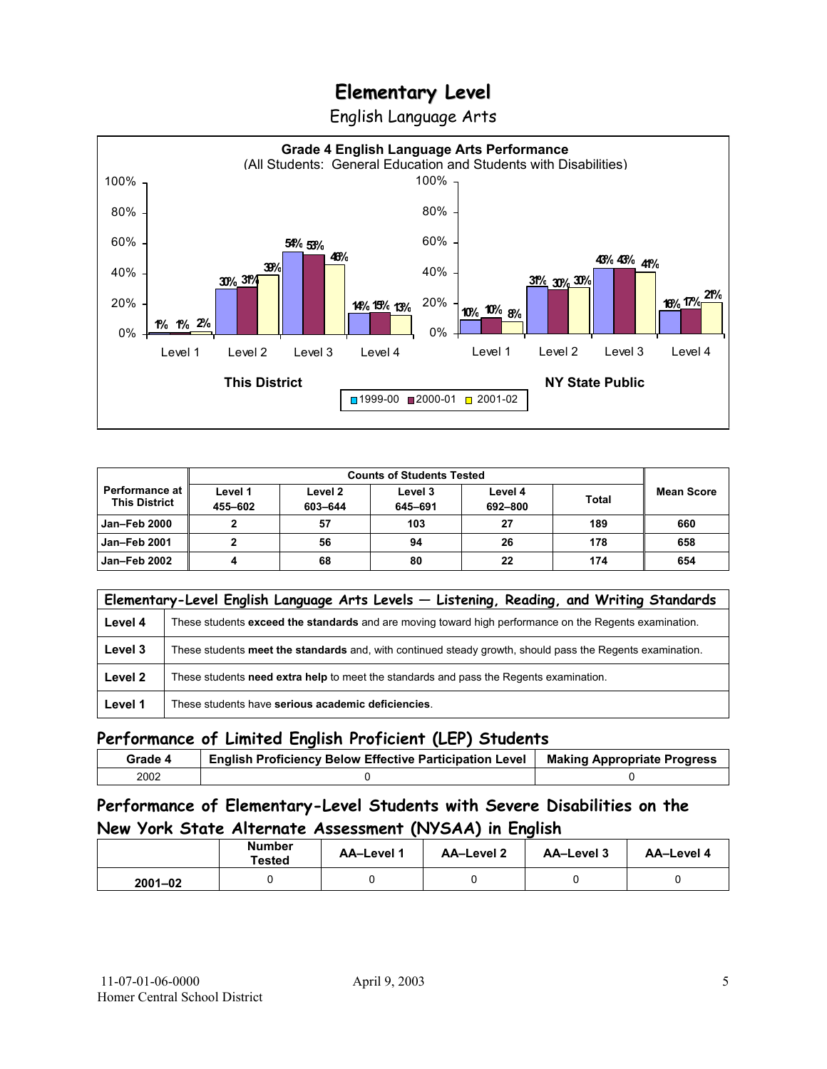# Elementary Level

English Language Arts

**Grade 4 English Language Arts Performance**
(All Students: General Education and Students with Disabilities)

| | Level 1 | Level 2 | Level 3 | Level 4 |
|---|---|---|---|---|
| **This District** 1999-00 | 1% | 30% | 54% | 14% |
| **This District** 2000-01 | 1% | 31% | 53% | 15% |
| **This District** 2001-02 | 2% | 39% | 46% | 13% |
| **NY State Public** 1999-00 | 10% | 31% | 43% | 16% |
| **NY State Public** 2000-01 | 10% | 30% | 43% | 17% |
| **NY State Public** 2001-02 | 8% | 30% | 41% | 21% |

| Performance at This District | Counts of Students Tested | | | | | Mean Score |
|---|---|---|---|---|---|---|
| | Level 1 455–602 | Level 2 603–644 | Level 3 645–691 | Level 4 692–800 | Total | |
| Jan–Feb 2000 | 2 | 57 | 103 | 27 | 189 | 660 |
| Jan–Feb 2001 | 2 | 56 | 94 | 26 | 178 | 658 |
| Jan–Feb 2002 | 4 | 68 | 80 | 22 | 174 | 654 |

| Elementary-Level English Language Arts Levels — Listening, Reading, and Writing Standards | |
|---|---|
| **Level 4** | These students **exceed the standards** and are moving toward high performance on the Regents examination. |
| **Level 3** | These students **meet the standards** and, with continued steady growth, should pass the Regents examination. |
| **Level 2** | These students **need extra help** to meet the standards and pass the Regents examination. |
| **Level 1** | These students have **serious academic deficiencies**. |

## Performance of Limited English Proficient (LEP) Students

| Grade 4 | English Proficiency Below Effective Participation Level | Making Appropriate Progress |
|---|---|---|
| 2002 | 0 | 0 |

## Performance of Elementary-Level Students with Severe Disabilities on the New York State Alternate Assessment (NYSAA) in English

| | Number Tested | AA–Level 1 | AA–Level 2 | AA–Level 3 | AA–Level 4 |
|---|---|---|---|---|---|
| 2001–02 | 0 | 0 | 0 | 0 | 0 |

11-07-01-06-0000 April 9, 2003
Homer Central School District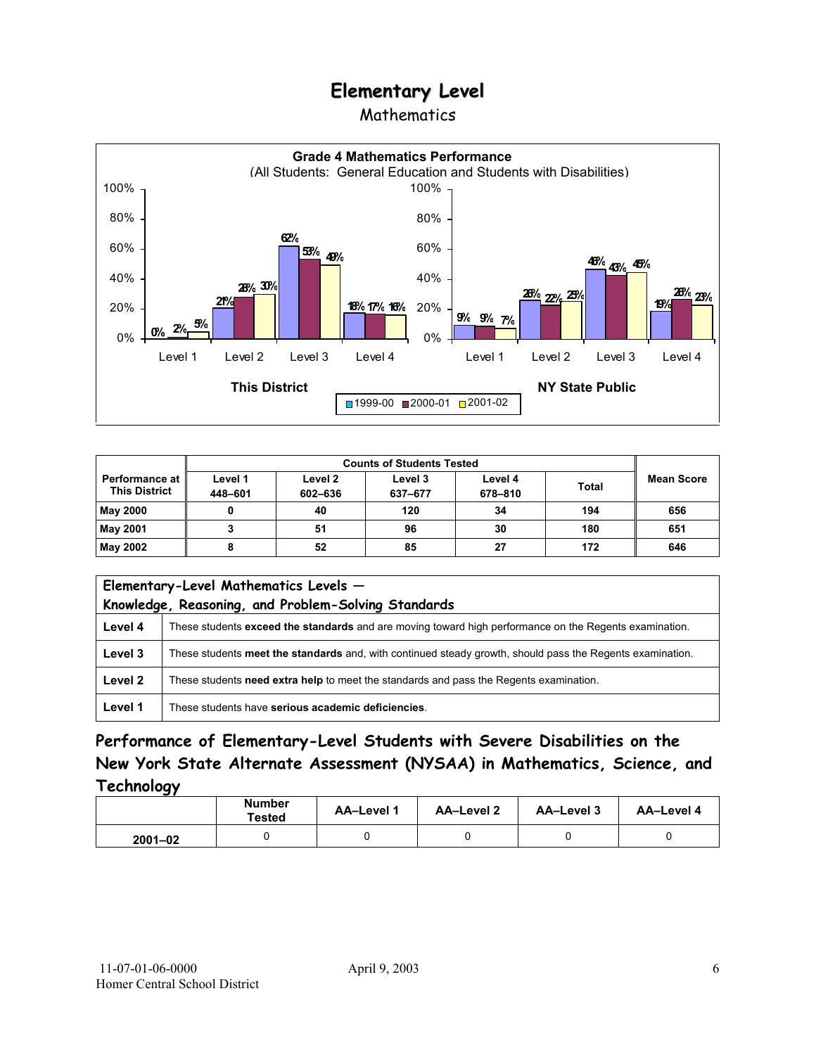# Elementary Level

## Mathematics

**Grade 4 Mathematics Performance**
(All Students: General Education and Students with Disabilities)

| | This District 1999-00 | This District 2000-01 | This District 2001-02 | NY State Public 1999-00 | NY State Public 2000-01 | NY State Public 2001-02 |
|---|---|---|---|---|---|---|
| Level 1 | 0% | 2% | 5% | 9% | 9% | 7% |
| Level 2 | 21% | 28% | 30% | 26% | 22% | 25% |
| Level 3 | 62% | 53% | 49% | 46% | 43% | 45% |
| Level 4 | 18% | 17% | 16% | 19% | 26% | 23% |

| Performance at This District | Counts of Students Tested | | | | | Mean Score |
|---|---|---|---|---|---|---|
| | Level 1 448–601 | Level 2 602–636 | Level 3 637–677 | Level 4 678–810 | Total | |
| May 2000 | 0 | 40 | 120 | 34 | 194 | 656 |
| May 2001 | 3 | 51 | 96 | 30 | 180 | 651 |
| May 2002 | 8 | 52 | 85 | 27 | 172 | 646 |

| Elementary-Level Mathematics Levels — Knowledge, Reasoning, and Problem-Solving Standards | |
|---|---|
| **Level 4** | These students **exceed the standards** and are moving toward high performance on the Regents examination. |
| **Level 3** | These students **meet the standards** and, with continued steady growth, should pass the Regents examination. |
| **Level 2** | These students **need extra help** to meet the standards and pass the Regents examination. |
| **Level 1** | These students have **serious academic deficiencies**. |

## Performance of Elementary-Level Students with Severe Disabilities on the New York State Alternate Assessment (NYSAA) in Mathematics, Science, and Technology

| | Number Tested | AA–Level 1 | AA–Level 2 | AA–Level 3 | AA–Level 4 |
|---|---|---|---|---|---|
| 2001–02 | 0 | 0 | 0 | 0 | 0 |

11-07-01-06-0000
Homer Central School District

April 9, 2003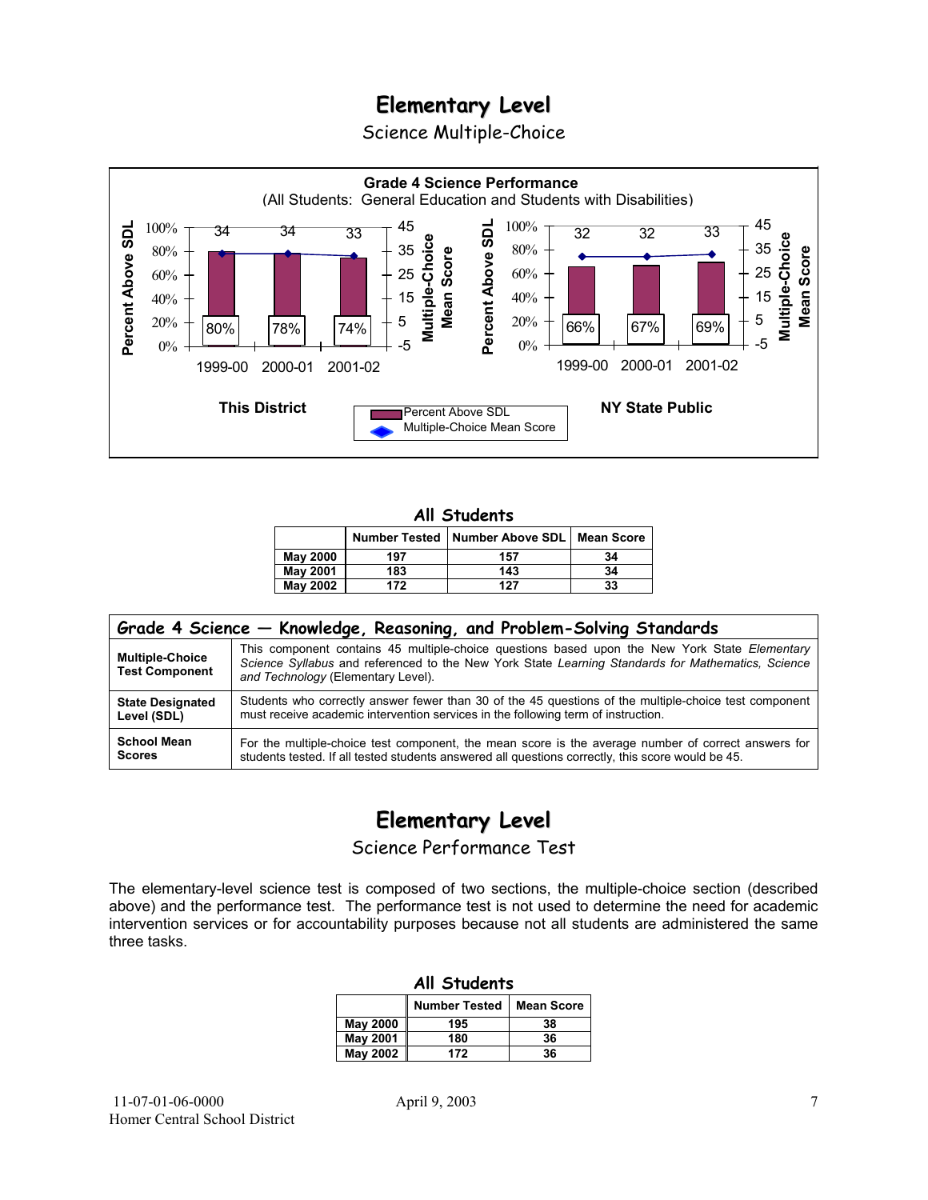# Elementary Level

## Science Multiple-Choice

**Grade 4 Science Performance**
(All Students: General Education and Students with Disabilities)

**This District**

| | 1999-00 | 2000-01 | 2001-02 |
|---|---|---|---|
| Percent Above SDL | 80% | 78% | 74% |
| Multiple-Choice Mean Score | 34 | 34 | 33 |

**NY State Public**

| | 1999-00 | 2000-01 | 2001-02 |
|---|---|---|---|
| Percent Above SDL | 66% | 67% | 69% |
| Multiple-Choice Mean Score | 32 | 32 | 33 |

### All Students

| | Number Tested | Number Above SDL | Mean Score |
|---|---|---|---|
| **May 2000** | 197 | 157 | 34 |
| **May 2001** | 183 | 143 | 34 |
| **May 2002** | 172 | 127 | 33 |

| Grade 4 Science — Knowledge, Reasoning, and Problem-Solving Standards | |
|---|---|
| **Multiple-Choice Test Component** | This component contains 45 multiple-choice questions based upon the New York State *Elementary Science Syllabus* and referenced to the New York State *Learning Standards for Mathematics, Science and Technology* (Elementary Level). |
| **State Designated Level (SDL)** | Students who correctly answer fewer than 30 of the 45 questions of the multiple-choice test component must receive academic intervention services in the following term of instruction. |
| **School Mean Scores** | For the multiple-choice test component, the mean score is the average number of correct answers for students tested. If all tested students answered all questions correctly, this score would be 45. |

# Elementary Level

## Science Performance Test

The elementary-level science test is composed of two sections, the multiple-choice section (described above) and the performance test. The performance test is not used to determine the need for academic intervention services or for accountability purposes because not all students are administered the same three tasks.

### All Students

| | Number Tested | Mean Score |
|---|---|---|
| **May 2000** | 195 | 38 |
| **May 2001** | 180 | 36 |
| **May 2002** | 172 | 36 |

11-07-01-06-0000
Homer Central School District

April 9, 2003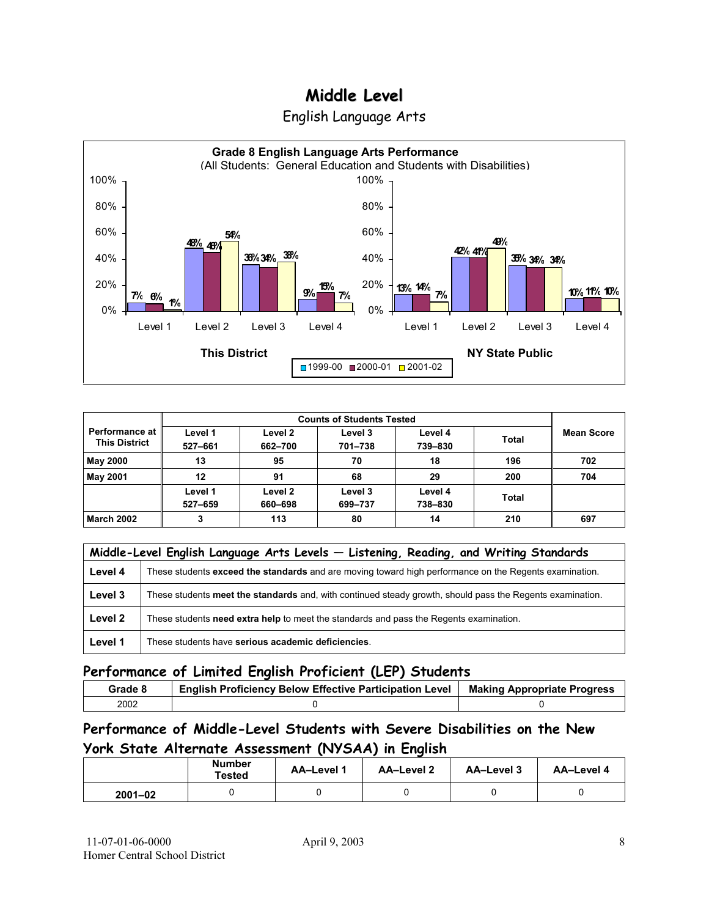# Middle Level

## English Language Arts

**Grade 8 English Language Arts Performance**
(All Students: General Education and Students with Disabilities)

| | Level 1 | Level 2 | Level 3 | Level 4 |
|---|---|---|---|---|
| **This District** 1999-00 | 7% | 48% | 36% | 9% |
| **This District** 2000-01 | 6% | 46% | 34% | 15% |
| **This District** 2001-02 | 1% | 54% | 38% | 7% |
| **NY State Public** 1999-00 | 13% | 42% | 35% | 10% |
| **NY State Public** 2000-01 | 14% | 41% | 34% | 11% |
| **NY State Public** 2001-02 | 7% | 49% | 34% | 10% |

| Performance at This District | Counts of Students Tested | | | | | Mean Score |
|---|---|---|---|---|---|---|
| | Level 1 527–661 | Level 2 662–700 | Level 3 701–738 | Level 4 739–830 | Total | |
| **May 2000** | 13 | 95 | 70 | 18 | 196 | 702 |
| **May 2001** | 12 | 91 | 68 | 29 | 200 | 704 |
| | Level 1 527–659 | Level 2 660–698 | Level 3 699–737 | Level 4 738–830 | Total | |
| **March 2002** | 3 | 113 | 80 | 14 | 210 | 697 |

| Middle-Level English Language Arts Levels — Listening, Reading, and Writing Standards | |
|---|---|
| **Level 4** | These students **exceed the standards** and are moving toward high performance on the Regents examination. |
| **Level 3** | These students **meet the standards** and, with continued steady growth, should pass the Regents examination. |
| **Level 2** | These students **need extra help** to meet the standards and pass the Regents examination. |
| **Level 1** | These students have **serious academic deficiencies**. |

## Performance of Limited English Proficient (LEP) Students

| Grade 8 | English Proficiency Below Effective Participation Level | Making Appropriate Progress |
|---|---|---|
| 2002 | 0 | 0 |

## Performance of Middle-Level Students with Severe Disabilities on the New York State Alternate Assessment (NYSAA) in English

| | Number Tested | AA–Level 1 | AA–Level 2 | AA–Level 3 | AA–Level 4 |
|---|---|---|---|---|---|
| **2001–02** | 0 | 0 | 0 | 0 | 0 |

11-07-01-06-0000
Homer Central School District

April 9, 2003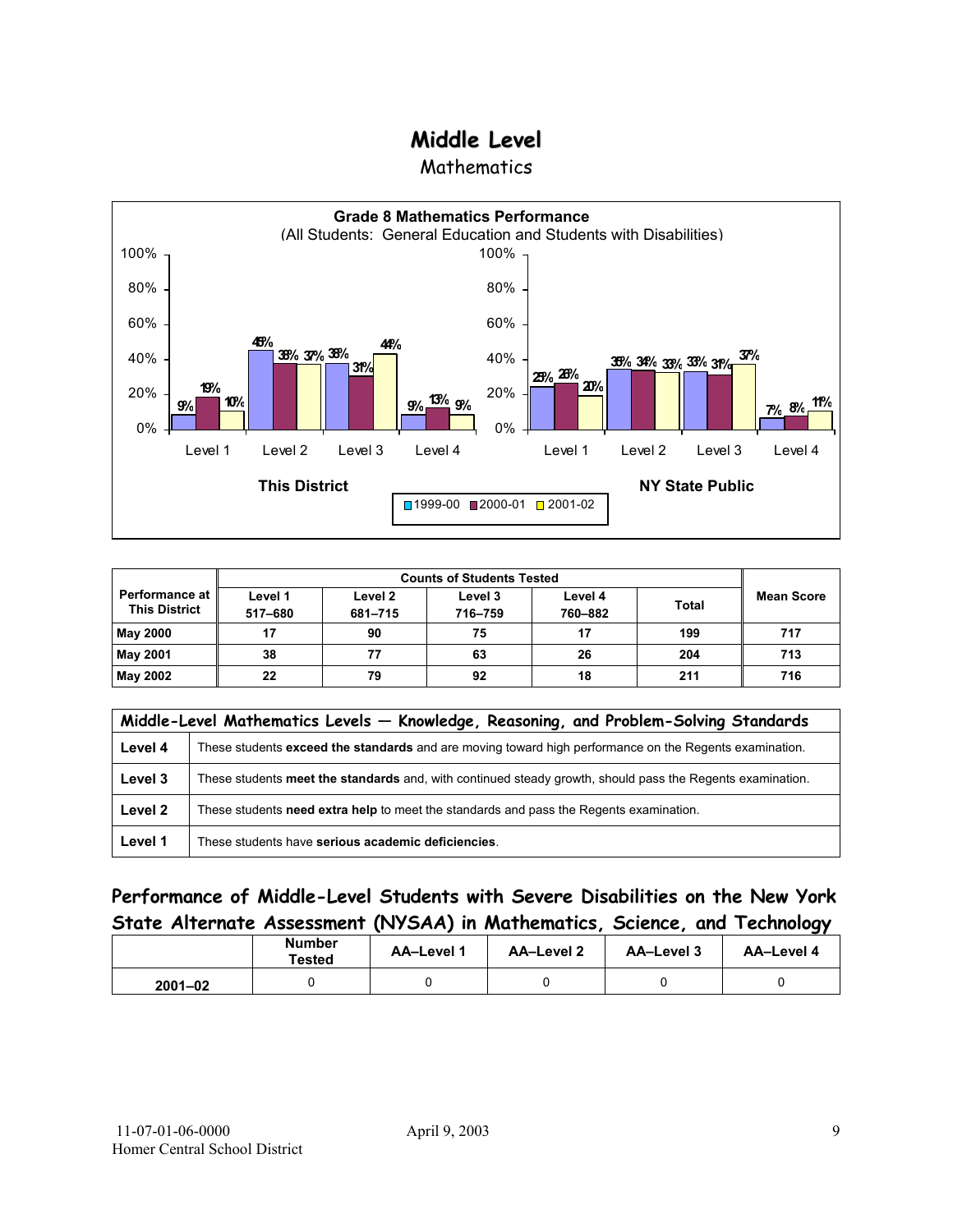# Middle Level

Mathematics

**Grade 8 Mathematics Performance**

(All Students: General Education and Students with Disabilities)

| | This District 1999-00 | This District 2000-01 | This District 2001-02 | NY State Public 1999-00 | NY State Public 2000-01 | NY State Public 2001-02 |
|---|---|---|---|---|---|---|
| Level 1 | 9% | 19% | 10% | 25% | 26% | 20% |
| Level 2 | 45% | 38% | 37% | 35% | 34% | 33% |
| Level 3 | 38% | 31% | 44% | 33% | 31% | 37% |
| Level 4 | 9% | 13% | 9% | 7% | 8% | 11% |

| Performance at This District | Counts of Students Tested | | | | | Mean Score |
|---|---|---|---|---|---|---|
| | Level 1 517–680 | Level 2 681–715 | Level 3 716–759 | Level 4 760–882 | Total | |
| May 2000 | 17 | 90 | 75 | 17 | 199 | 717 |
| May 2001 | 38 | 77 | 63 | 26 | 204 | 713 |
| May 2002 | 22 | 79 | 92 | 18 | 211 | 716 |

| Middle-Level Mathematics Levels — Knowledge, Reasoning, and Problem-Solving Standards | |
|---|---|
| **Level 4** | These students **exceed the standards** and are moving toward high performance on the Regents examination. |
| **Level 3** | These students **meet the standards** and, with continued steady growth, should pass the Regents examination. |
| **Level 2** | These students **need extra help** to meet the standards and pass the Regents examination. |
| **Level 1** | These students have **serious academic deficiencies**. |

## Performance of Middle-Level Students with Severe Disabilities on the New York State Alternate Assessment (NYSAA) in Mathematics, Science, and Technology

| | Number Tested | AA–Level 1 | AA–Level 2 | AA–Level 3 | AA–Level 4 |
|---|---|---|---|---|---|
| 2001–02 | 0 | 0 | 0 | 0 | 0 |

11-07-01-06-0000
Homer Central School District

April 9, 2003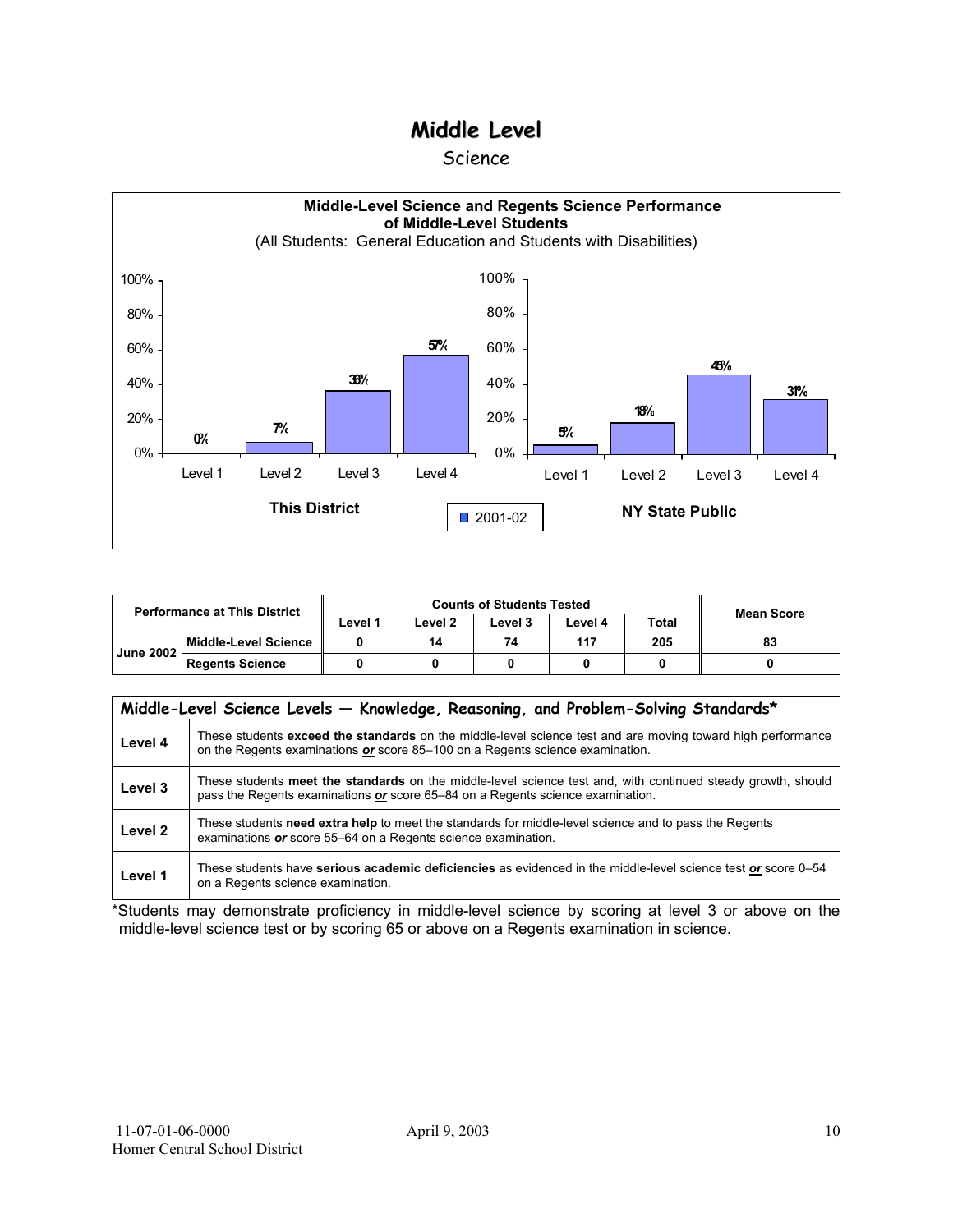# Middle Level

## Science

**Middle-Level Science and Regents Science Performance of Middle-Level Students**
(All Students: General Education and Students with Disabilities)

| | Level 1 | Level 2 | Level 3 | Level 4 |
|---|---|---|---|---|
| This District (2001-02) | 0% | 7% | 36% | 57% |
| NY State Public (2001-02) | 5% | 18% | 45% | 31% |

| Performance at This District | | Counts of Students Tested | | | | | Mean Score |
|---|---|---|---|---|---|---|---|
| | | Level 1 | Level 2 | Level 3 | Level 4 | Total | |
| June 2002 | Middle-Level Science | 0 | 14 | 74 | 117 | 205 | 83 |
| | Regents Science | 0 | 0 | 0 | 0 | 0 | 0 |

| Middle-Level Science Levels — Knowledge, Reasoning, and Problem-Solving Standards* | |
|---|---|
| **Level 4** | These students **exceed the standards** on the middle-level science test and are moving toward high performance on the Regents examinations ***or*** score 85–100 on a Regents science examination. |
| **Level 3** | These students **meet the standards** on the middle-level science test and, with continued steady growth, should pass the Regents examinations ***or*** score 65–84 on a Regents science examination. |
| **Level 2** | These students **need extra help** to meet the standards for middle-level science and to pass the Regents examinations ***or*** score 55–64 on a Regents science examination. |
| **Level 1** | These students have **serious academic deficiencies** as evidenced in the middle-level science test ***or*** score 0–54 on a Regents science examination. |

*Students may demonstrate proficiency in middle-level science by scoring at level 3 or above on the middle-level science test or by scoring 65 or above on a Regents examination in science.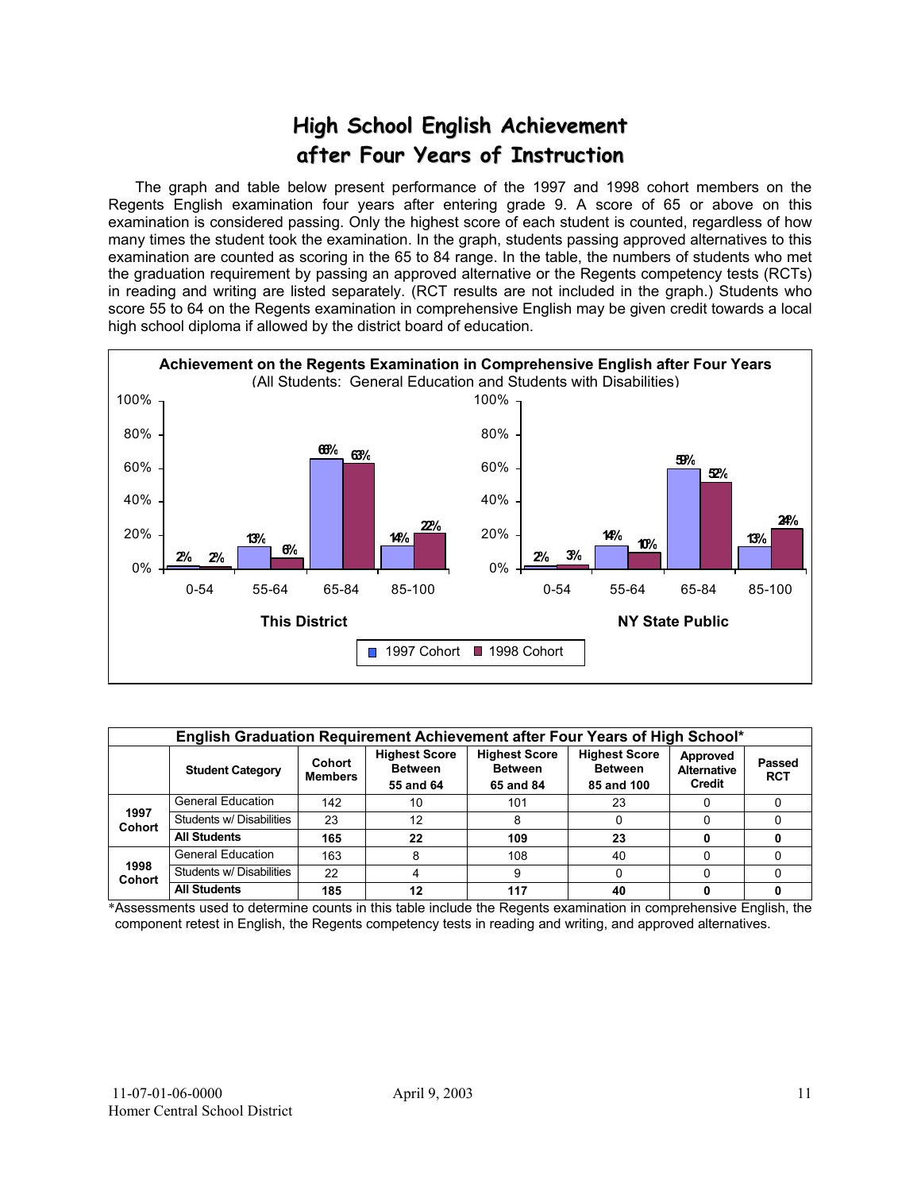# High School English Achievement after Four Years of Instruction

The graph and table below present performance of the 1997 and 1998 cohort members on the Regents English examination four years after entering grade 9. A score of 65 or above on this examination is considered passing. Only the highest score of each student is counted, regardless of how many times the student took the examination. In the graph, students passing approved alternatives to this examination are counted as scoring in the 65 to 84 range. In the table, the numbers of students who met the graduation requirement by passing an approved alternative or the Regents competency tests (RCTs) in reading and writing are listed separately. (RCT results are not included in the graph.) Students who score 55 to 64 on the Regents examination in comprehensive English may be given credit towards a local high school diploma if allowed by the district board of education.

**Achievement on the Regents Examination in Comprehensive English after Four Years**
(All Students: General Education and Students with Disabilities)

**This District**

| Score Range | 1997 Cohort | 1998 Cohort |
|---|---|---|
| 0-54 | 2% | 2% |
| 55-64 | 13% | 6% |
| 65-84 | 66% | 63% |
| 85-100 | 14% | 22% |

**NY State Public**

| Score Range | 1997 Cohort | 1998 Cohort |
|---|---|---|
| 0-54 | 2% | 3% |
| 55-64 | 14% | 10% |
| 65-84 | 59% | 52% |
| 85-100 | 13% | 24% |

**English Graduation Requirement Achievement after Four Years of High School***

| | Student Category | Cohort Members | Highest Score Between 55 and 64 | Highest Score Between 65 and 84 | Highest Score Between 85 and 100 | Approved Alternative Credit | Passed RCT |
|---|---|---|---|---|---|---|---|
| 1997 Cohort | General Education | 142 | 10 | 101 | 23 | 0 | 0 |
| | Students w/ Disabilities | 23 | 12 | 8 | 0 | 0 | 0 |
| | **All Students** | **165** | **22** | **109** | **23** | **0** | **0** |
| 1998 Cohort | General Education | 163 | 8 | 108 | 40 | 0 | 0 |
| | Students w/ Disabilities | 22 | 4 | 9 | 0 | 0 | 0 |
| | **All Students** | **185** | **12** | **117** | **40** | **0** | **0** |

*Assessments used to determine counts in this table include the Regents examination in comprehensive English, the component retest in English, the Regents competency tests in reading and writing, and approved alternatives.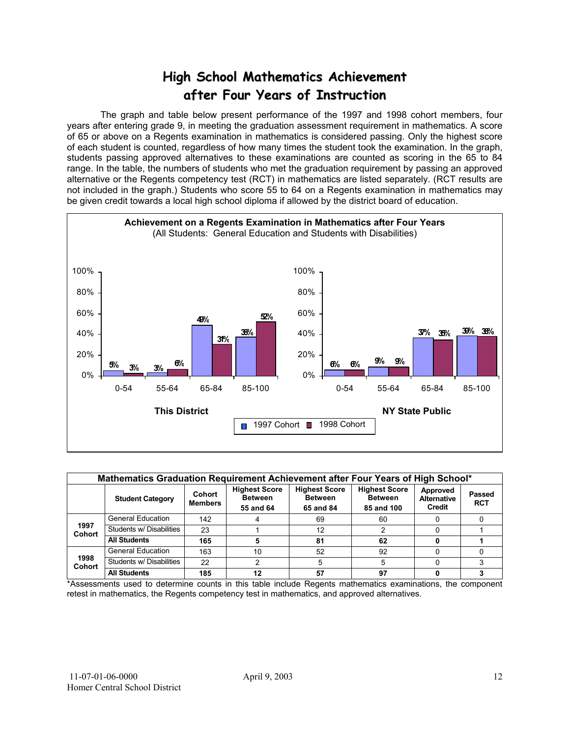# High School Mathematics Achievement after Four Years of Instruction

The graph and table below present performance of the 1997 and 1998 cohort members, four years after entering grade 9, in meeting the graduation assessment requirement in mathematics. A score of 65 or above on a Regents examination in mathematics is considered passing. Only the highest score of each student is counted, regardless of how many times the student took the examination. In the graph, students passing approved alternatives to these examinations are counted as scoring in the 65 to 84 range. In the table, the numbers of students who met the graduation requirement by passing an approved alternative or the Regents competency test (RCT) in mathematics are listed separately. (RCT results are not included in the graph.) Students who score 55 to 64 on a Regents examination in mathematics may be given credit towards a local high school diploma if allowed by the district board of education.

**Achievement on a Regents Examination in Mathematics after Four Years**
(All Students: General Education and Students with Disabilities)

| | This District 1997 Cohort | This District 1998 Cohort | NY State Public 1997 Cohort | NY State Public 1998 Cohort |
|---|---|---|---|---|
| 0-54 | 5% | 3% | 6% | 6% |
| 55-64 | 3% | 6% | 9% | 9% |
| 65-84 | 49% | 31% | 37% | 35% |
| 85-100 | 38% | 52% | 39% | 38% |

**Mathematics Graduation Requirement Achievement after Four Years of High School***

| | Student Category | Cohort Members | Highest Score Between 55 and 64 | Highest Score Between 65 and 84 | Highest Score Between 85 and 100 | Approved Alternative Credit | Passed RCT |
|---|---|---|---|---|---|---|---|
| 1997 Cohort | General Education | 142 | 4 | 69 | 60 | 0 | 0 |
| | Students w/ Disabilities | 23 | 1 | 12 | 2 | 0 | 1 |
| | **All Students** | **165** | **5** | **81** | **62** | **0** | **1** |
| 1998 Cohort | General Education | 163 | 10 | 52 | 92 | 0 | 0 |
| | Students w/ Disabilities | 22 | 2 | 5 | 5 | 0 | 3 |
| | **All Students** | **185** | **12** | **57** | **97** | **0** | **3** |

*Assessments used to determine counts in this table include Regents mathematics examinations, the component retest in mathematics, the Regents competency test in mathematics, and approved alternatives.

11-07-01-06-0000
Homer Central School District

April 9, 2003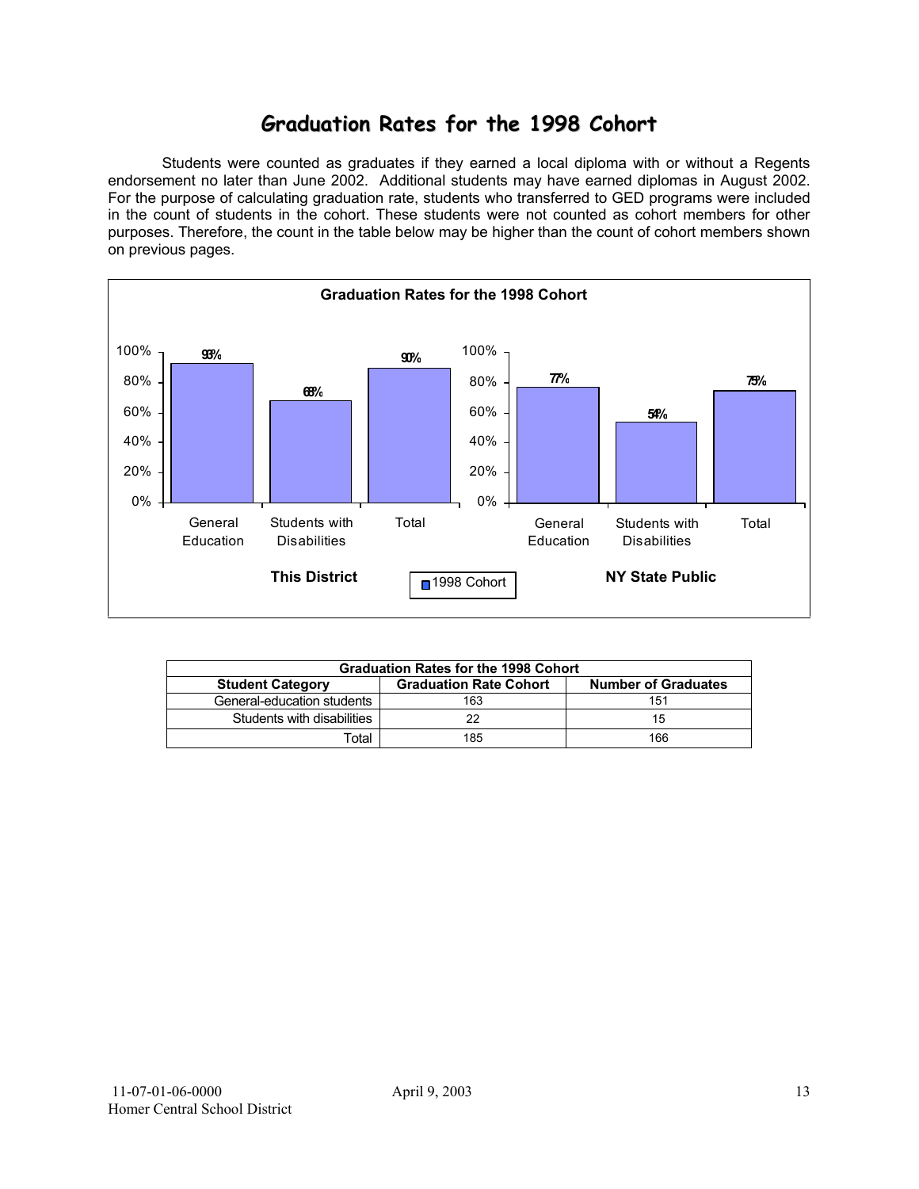# Graduation Rates for the 1998 Cohort

Students were counted as graduates if they earned a local diploma with or without a Regents endorsement no later than June 2002. Additional students may have earned diplomas in August 2002. For the purpose of calculating graduation rate, students who transferred to GED programs were included in the count of students in the cohort. These students were not counted as cohort members for other purposes. Therefore, the count in the table below may be higher than the count of cohort members shown on previous pages.

**Graduation Rates for the 1998 Cohort**

| | General Education | Students with Disabilities | Total |
|---|---|---|---|
| This District | 93% | 68% | 90% |
| NY State Public | 77% | 54% | 75% |

| Graduation Rates for the 1998 Cohort | | |
|---|---|---|
| **Student Category** | **Graduation Rate Cohort** | **Number of Graduates** |
| General-education students | 163 | 151 |
| Students with disabilities | 22 | 15 |
| Total | 185 | 166 |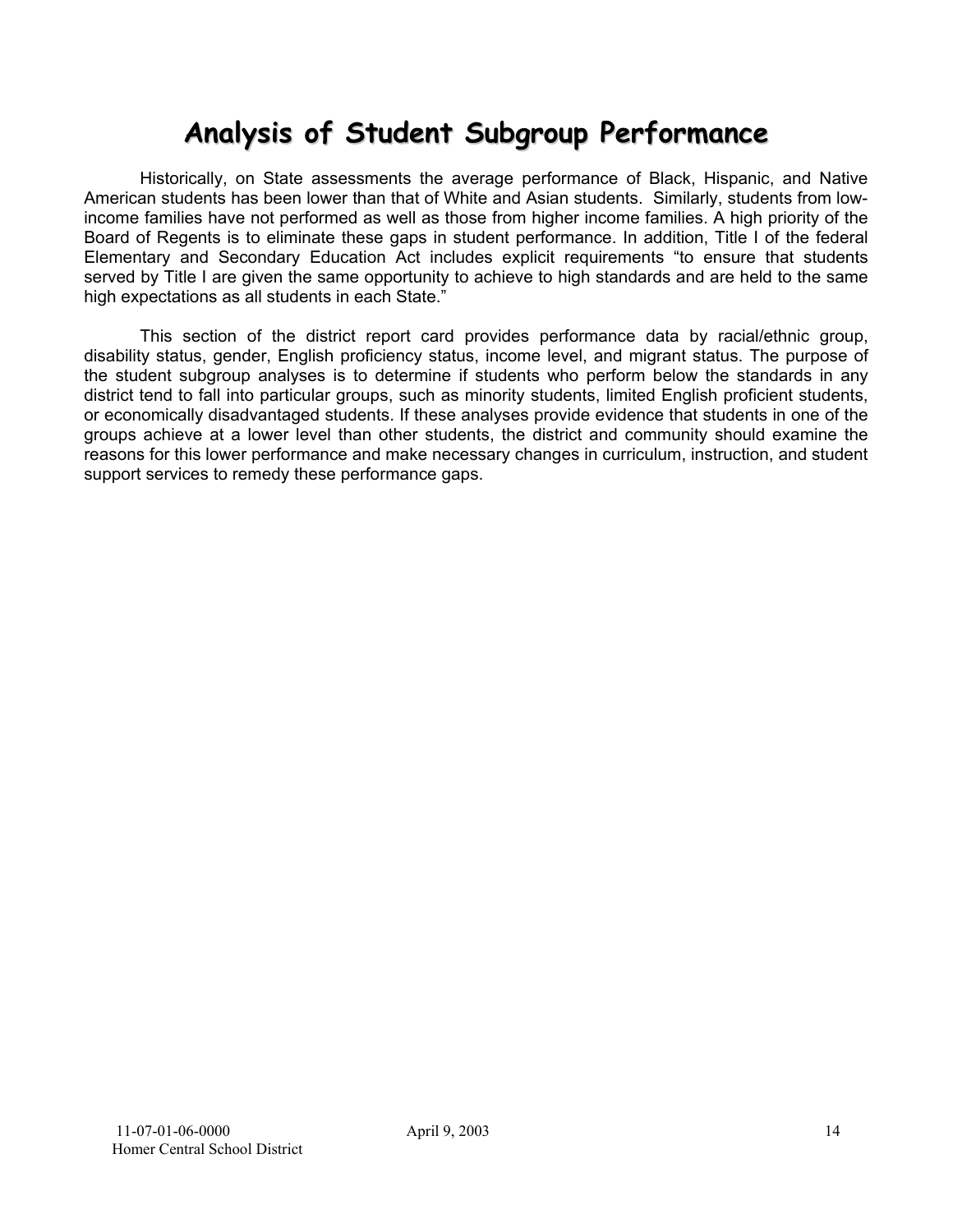# Analysis of Student Subgroup Performance

Historically, on State assessments the average performance of Black, Hispanic, and Native American students has been lower than that of White and Asian students. Similarly, students from low-income families have not performed as well as those from higher income families. A high priority of the Board of Regents is to eliminate these gaps in student performance. In addition, Title I of the federal Elementary and Secondary Education Act includes explicit requirements "to ensure that students served by Title I are given the same opportunity to achieve to high standards and are held to the same high expectations as all students in each State."

This section of the district report card provides performance data by racial/ethnic group, disability status, gender, English proficiency status, income level, and migrant status. The purpose of the student subgroup analyses is to determine if students who perform below the standards in any district tend to fall into particular groups, such as minority students, limited English proficient students, or economically disadvantaged students. If these analyses provide evidence that students in one of the groups achieve at a lower level than other students, the district and community should examine the reasons for this lower performance and make necessary changes in curriculum, instruction, and student support services to remedy these performance gaps.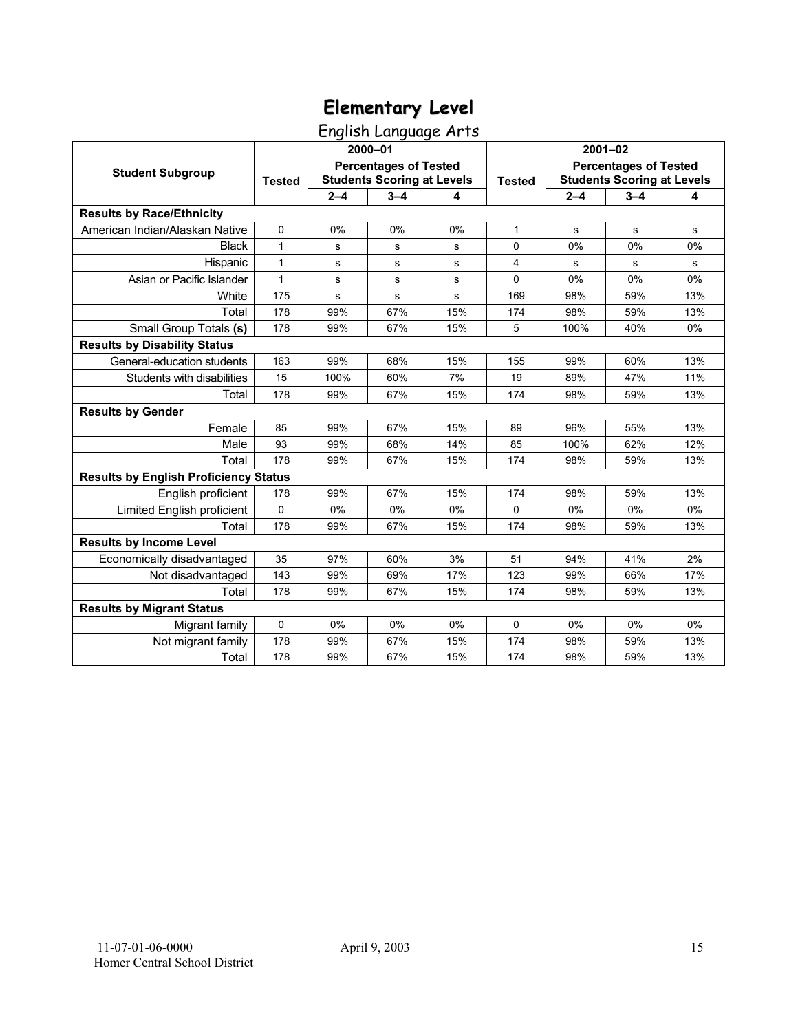# Elementary Level

English Language Arts

| Student Subgroup | 2000–01 | | | | 2001–02 | | | |
|---|---|---|---|---|---|---|---|---|
| | Tested | Percentages of Tested Students Scoring at Levels | | | Tested | Percentages of Tested Students Scoring at Levels | | |
| | | 2–4 | 3–4 | 4 | | 2–4 | 3–4 | 4 |
| **Results by Race/Ethnicity** | | | | | | | | |
| American Indian/Alaskan Native | 0 | 0% | 0% | 0% | 1 | s | s | s |
| Black | 1 | s | s | s | 0 | 0% | 0% | 0% |
| Hispanic | 1 | s | s | s | 4 | s | s | s |
| Asian or Pacific Islander | 1 | s | s | s | 0 | 0% | 0% | 0% |
| White | 175 | s | s | s | 169 | 98% | 59% | 13% |
| Total | 178 | 99% | 67% | 15% | 174 | 98% | 59% | 13% |
| Small Group Totals **(s)** | 178 | 99% | 67% | 15% | 5 | 100% | 40% | 0% |
| **Results by Disability Status** | | | | | | | | |
| General-education students | 163 | 99% | 68% | 15% | 155 | 99% | 60% | 13% |
| Students with disabilities | 15 | 100% | 60% | 7% | 19 | 89% | 47% | 11% |
| Total | 178 | 99% | 67% | 15% | 174 | 98% | 59% | 13% |
| **Results by Gender** | | | | | | | | |
| Female | 85 | 99% | 67% | 15% | 89 | 96% | 55% | 13% |
| Male | 93 | 99% | 68% | 14% | 85 | 100% | 62% | 12% |
| Total | 178 | 99% | 67% | 15% | 174 | 98% | 59% | 13% |
| **Results by English Proficiency Status** | | | | | | | | |
| English proficient | 178 | 99% | 67% | 15% | 174 | 98% | 59% | 13% |
| Limited English proficient | 0 | 0% | 0% | 0% | 0 | 0% | 0% | 0% |
| Total | 178 | 99% | 67% | 15% | 174 | 98% | 59% | 13% |
| **Results by Income Level** | | | | | | | | |
| Economically disadvantaged | 35 | 97% | 60% | 3% | 51 | 94% | 41% | 2% |
| Not disadvantaged | 143 | 99% | 69% | 17% | 123 | 99% | 66% | 17% |
| Total | 178 | 99% | 67% | 15% | 174 | 98% | 59% | 13% |
| **Results by Migrant Status** | | | | | | | | |
| Migrant family | 0 | 0% | 0% | 0% | 0 | 0% | 0% | 0% |
| Not migrant family | 178 | 99% | 67% | 15% | 174 | 98% | 59% | 13% |
| Total | 178 | 99% | 67% | 15% | 174 | 98% | 59% | 13% |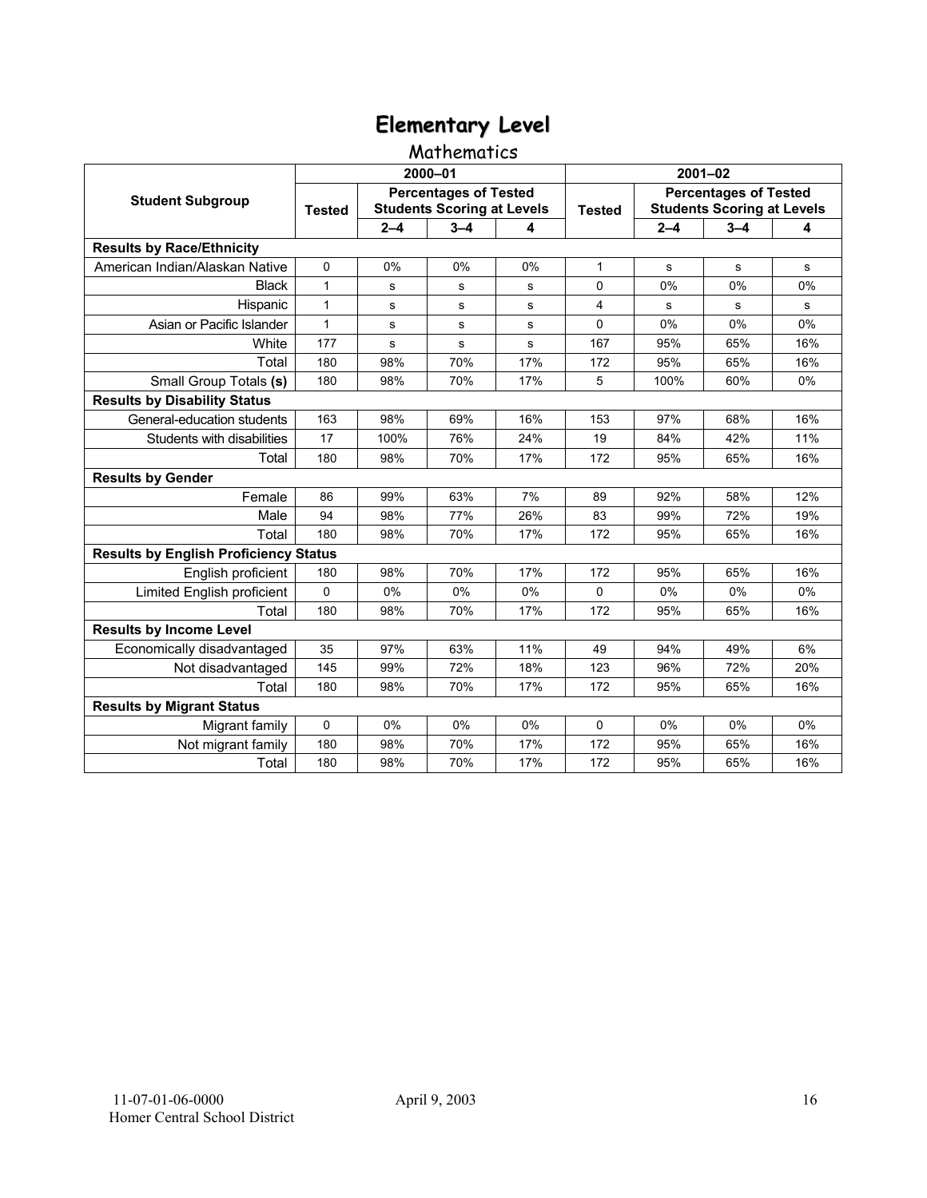# Elementary Level

## Mathematics

| Student Subgroup | 2000–01 | | | | 2001–02 | | | |
|---|---|---|---|---|---|---|---|---|
| | Tested | Percentages of Tested Students Scoring at Levels | | | Tested | Percentages of Tested Students Scoring at Levels | | |
| | | 2–4 | 3–4 | 4 | | 2–4 | 3–4 | 4 |
| **Results by Race/Ethnicity** | | | | | | | | |
| American Indian/Alaskan Native | 0 | 0% | 0% | 0% | 1 | s | s | s |
| Black | 1 | s | s | s | 0 | 0% | 0% | 0% |
| Hispanic | 1 | s | s | s | 4 | s | s | s |
| Asian or Pacific Islander | 1 | s | s | s | 0 | 0% | 0% | 0% |
| White | 177 | s | s | s | 167 | 95% | 65% | 16% |
| Total | 180 | 98% | 70% | 17% | 172 | 95% | 65% | 16% |
| Small Group Totals **(s)** | 180 | 98% | 70% | 17% | 5 | 100% | 60% | 0% |
| **Results by Disability Status** | | | | | | | | |
| General-education students | 163 | 98% | 69% | 16% | 153 | 97% | 68% | 16% |
| Students with disabilities | 17 | 100% | 76% | 24% | 19 | 84% | 42% | 11% |
| Total | 180 | 98% | 70% | 17% | 172 | 95% | 65% | 16% |
| **Results by Gender** | | | | | | | | |
| Female | 86 | 99% | 63% | 7% | 89 | 92% | 58% | 12% |
| Male | 94 | 98% | 77% | 26% | 83 | 99% | 72% | 19% |
| Total | 180 | 98% | 70% | 17% | 172 | 95% | 65% | 16% |
| **Results by English Proficiency Status** | | | | | | | | |
| English proficient | 180 | 98% | 70% | 17% | 172 | 95% | 65% | 16% |
| Limited English proficient | 0 | 0% | 0% | 0% | 0 | 0% | 0% | 0% |
| Total | 180 | 98% | 70% | 17% | 172 | 95% | 65% | 16% |
| **Results by Income Level** | | | | | | | | |
| Economically disadvantaged | 35 | 97% | 63% | 11% | 49 | 94% | 49% | 6% |
| Not disadvantaged | 145 | 99% | 72% | 18% | 123 | 96% | 72% | 20% |
| Total | 180 | 98% | 70% | 17% | 172 | 95% | 65% | 16% |
| **Results by Migrant Status** | | | | | | | | |
| Migrant family | 0 | 0% | 0% | 0% | 0 | 0% | 0% | 0% |
| Not migrant family | 180 | 98% | 70% | 17% | 172 | 95% | 65% | 16% |
| Total | 180 | 98% | 70% | 17% | 172 | 95% | 65% | 16% |

11-07-01-06-0000
Homer Central School District

April 9, 2003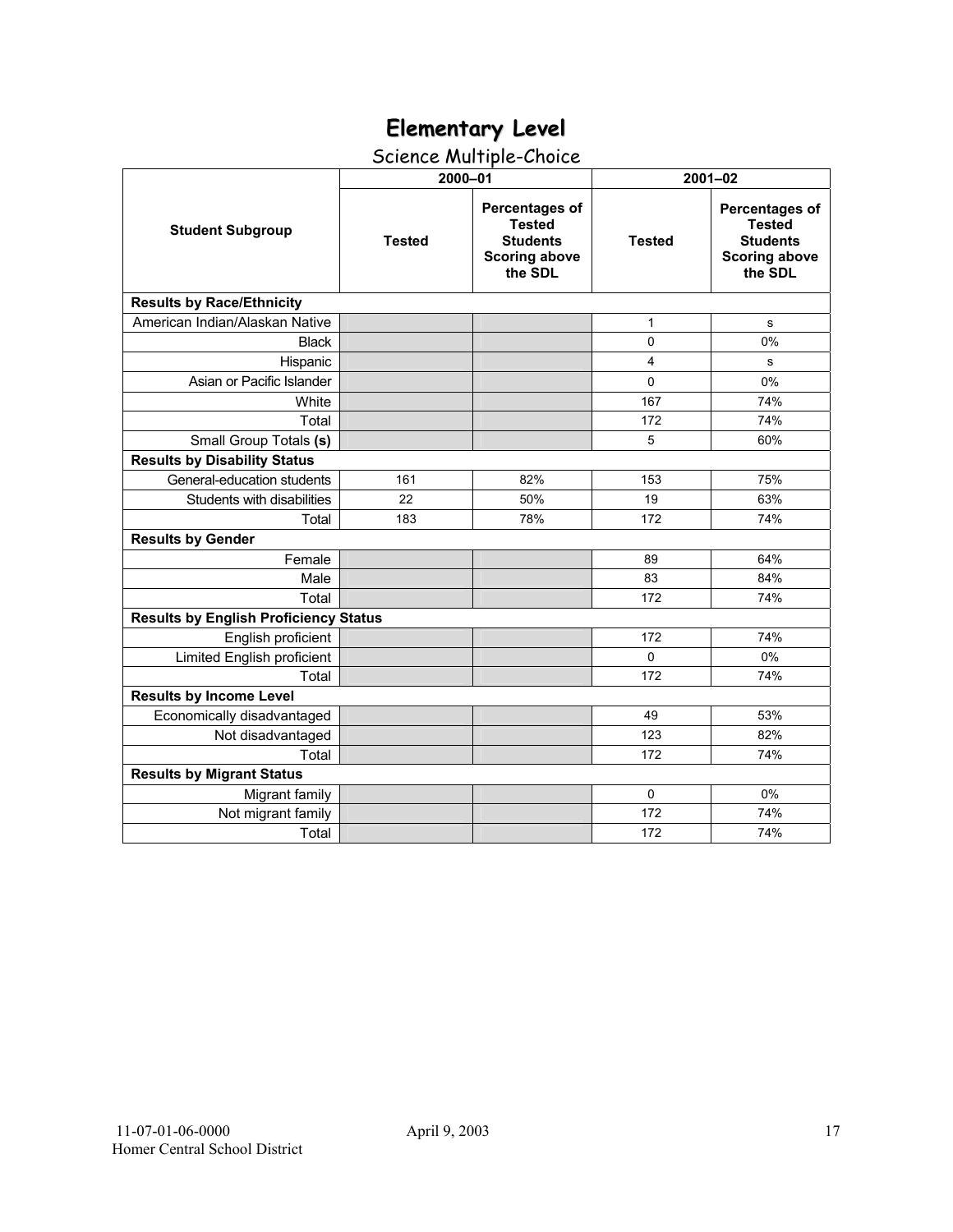# Elementary Level

## Science Multiple-Choice

| Student Subgroup | 2000–01 | | 2001–02 | |
|---|---|---|---|---|
| | Tested | Percentages of Tested Students Scoring above the SDL | Tested | Percentages of Tested Students Scoring above the SDL |
| **Results by Race/Ethnicity** | | | | |
| American Indian/Alaskan Native | | | 1 | s |
| Black | | | 0 | 0% |
| Hispanic | | | 4 | s |
| Asian or Pacific Islander | | | 0 | 0% |
| White | | | 167 | 74% |
| Total | | | 172 | 74% |
| Small Group Totals **(s)** | | | 5 | 60% |
| **Results by Disability Status** | | | | |
| General-education students | 161 | 82% | 153 | 75% |
| Students with disabilities | 22 | 50% | 19 | 63% |
| Total | 183 | 78% | 172 | 74% |
| **Results by Gender** | | | | |
| Female | | | 89 | 64% |
| Male | | | 83 | 84% |
| Total | | | 172 | 74% |
| **Results by English Proficiency Status** | | | | |
| English proficient | | | 172 | 74% |
| Limited English proficient | | | 0 | 0% |
| Total | | | 172 | 74% |
| **Results by Income Level** | | | | |
| Economically disadvantaged | | | 49 | 53% |
| Not disadvantaged | | | 123 | 82% |
| Total | | | 172 | 74% |
| **Results by Migrant Status** | | | | |
| Migrant family | | | 0 | 0% |
| Not migrant family | | | 172 | 74% |
| Total | | | 172 | 74% |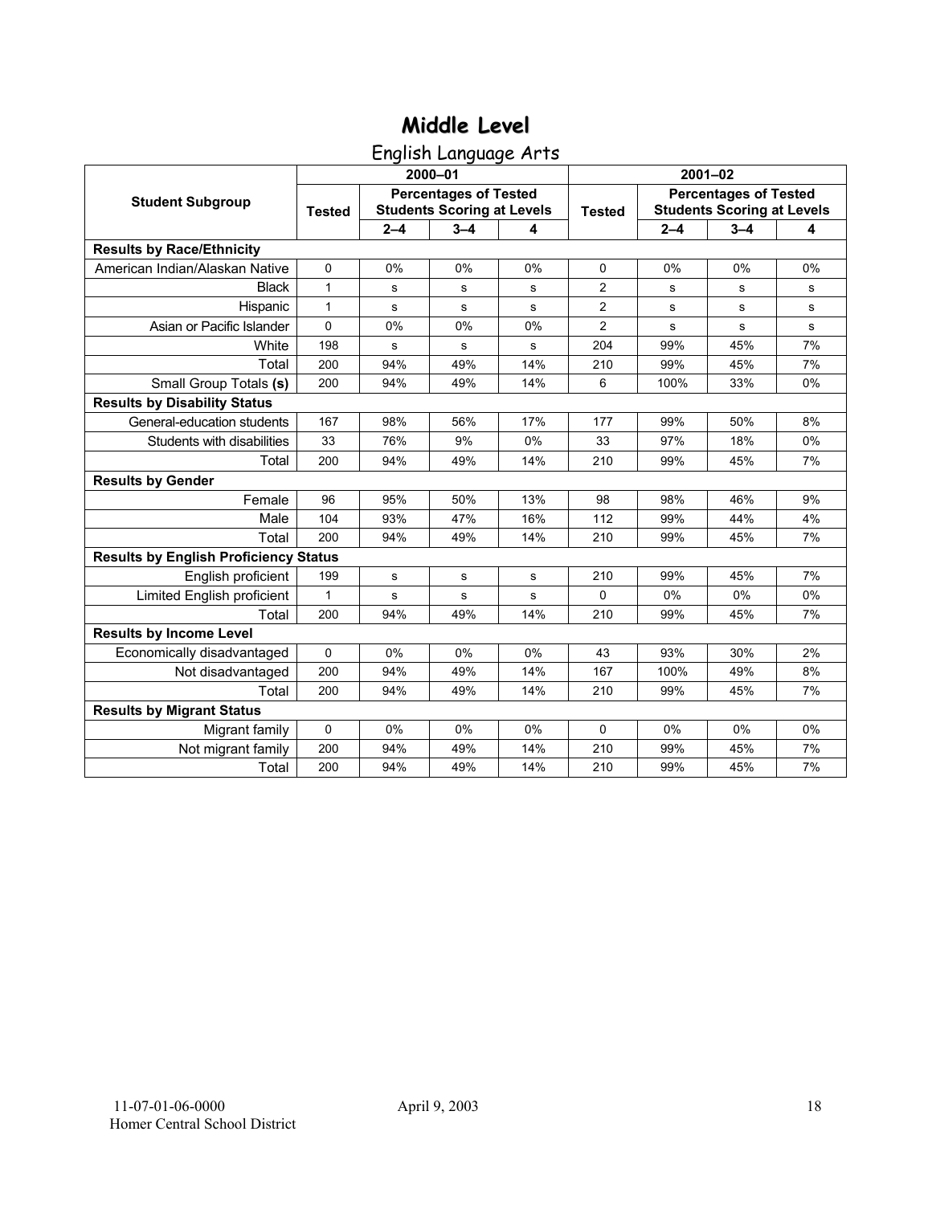# Middle Level

## English Language Arts

| Student Subgroup | 2000–01 | | | | 2001–02 | | | |
|---|---|---|---|---|---|---|---|---|
| | Tested | Percentages of Tested Students Scoring at Levels | | | Tested | Percentages of Tested Students Scoring at Levels | | |
| | | 2–4 | 3–4 | 4 | | 2–4 | 3–4 | 4 |
| **Results by Race/Ethnicity** | | | | | | | | |
| American Indian/Alaskan Native | 0 | 0% | 0% | 0% | 0 | 0% | 0% | 0% |
| Black | 1 | s | s | s | 2 | s | s | s |
| Hispanic | 1 | s | s | s | 2 | s | s | s |
| Asian or Pacific Islander | 0 | 0% | 0% | 0% | 2 | s | s | s |
| White | 198 | s | s | s | 204 | 99% | 45% | 7% |
| Total | 200 | 94% | 49% | 14% | 210 | 99% | 45% | 7% |
| Small Group Totals **(s)** | 200 | 94% | 49% | 14% | 6 | 100% | 33% | 0% |
| **Results by Disability Status** | | | | | | | | |
| General-education students | 167 | 98% | 56% | 17% | 177 | 99% | 50% | 8% |
| Students with disabilities | 33 | 76% | 9% | 0% | 33 | 97% | 18% | 0% |
| Total | 200 | 94% | 49% | 14% | 210 | 99% | 45% | 7% |
| **Results by Gender** | | | | | | | | |
| Female | 96 | 95% | 50% | 13% | 98 | 98% | 46% | 9% |
| Male | 104 | 93% | 47% | 16% | 112 | 99% | 44% | 4% |
| Total | 200 | 94% | 49% | 14% | 210 | 99% | 45% | 7% |
| **Results by English Proficiency Status** | | | | | | | | |
| English proficient | 199 | s | s | s | 210 | 99% | 45% | 7% |
| Limited English proficient | 1 | s | s | s | 0 | 0% | 0% | 0% |
| Total | 200 | 94% | 49% | 14% | 210 | 99% | 45% | 7% |
| **Results by Income Level** | | | | | | | | |
| Economically disadvantaged | 0 | 0% | 0% | 0% | 43 | 93% | 30% | 2% |
| Not disadvantaged | 200 | 94% | 49% | 14% | 167 | 100% | 49% | 8% |
| Total | 200 | 94% | 49% | 14% | 210 | 99% | 45% | 7% |
| **Results by Migrant Status** | | | | | | | | |
| Migrant family | 0 | 0% | 0% | 0% | 0 | 0% | 0% | 0% |
| Not migrant family | 200 | 94% | 49% | 14% | 210 | 99% | 45% | 7% |
| Total | 200 | 94% | 49% | 14% | 210 | 99% | 45% | 7% |

11-07-01-06-0000
Homer Central School District

April 9, 2003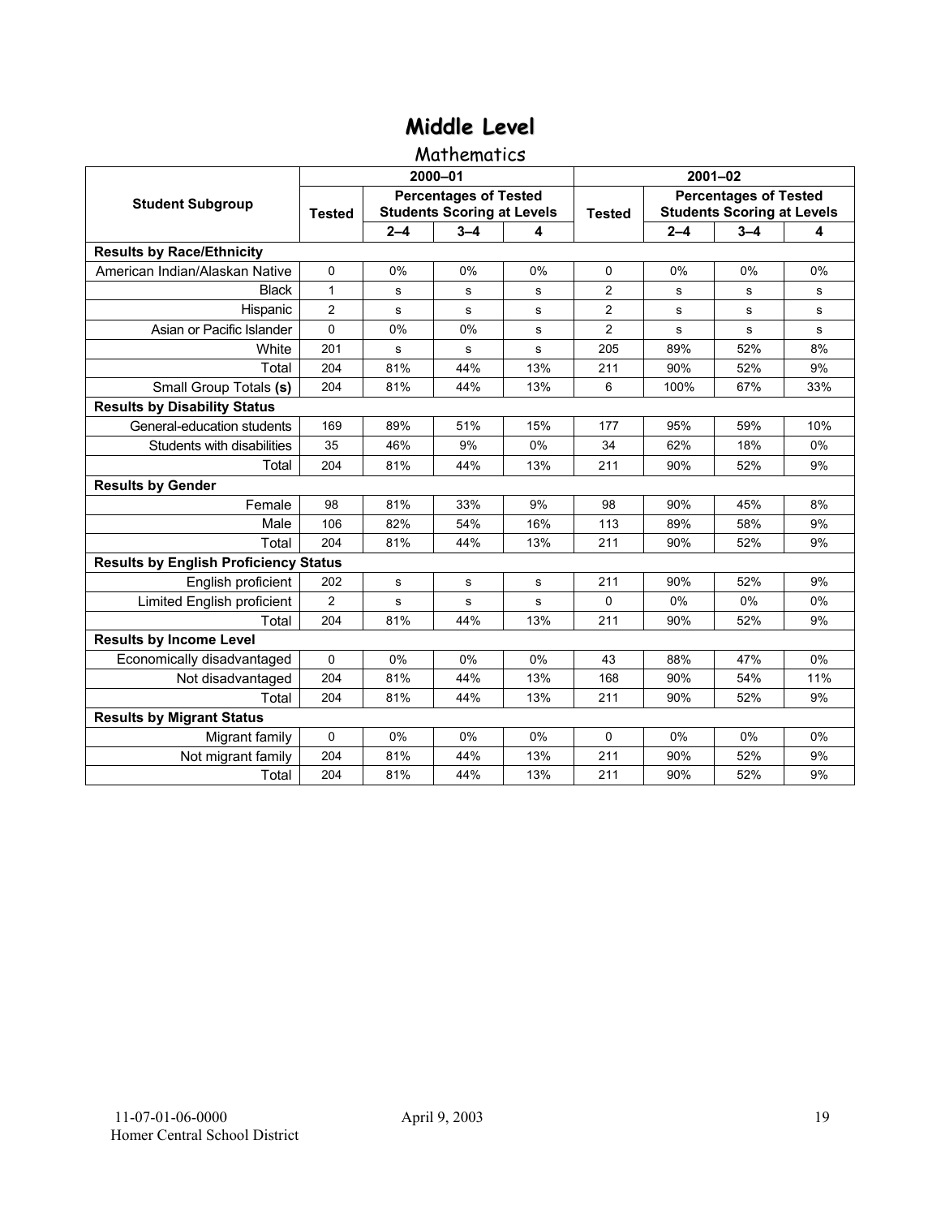# Middle Level

## Mathematics

| Student Subgroup | 2000–01 | | | | 2001–02 | | | |
|---|---|---|---|---|---|---|---|---|
| | Tested | Percentages of Tested Students Scoring at Levels | | | Tested | Percentages of Tested Students Scoring at Levels | | |
| | | 2–4 | 3–4 | 4 | | 2–4 | 3–4 | 4 |
| **Results by Race/Ethnicity** | | | | | | | | |
| American Indian/Alaskan Native | 0 | 0% | 0% | 0% | 0 | 0% | 0% | 0% |
| Black | 1 | s | s | s | 2 | s | s | s |
| Hispanic | 2 | s | s | s | 2 | s | s | s |
| Asian or Pacific Islander | 0 | 0% | 0% | s | 2 | s | s | s |
| White | 201 | s | s | s | 205 | 89% | 52% | 8% |
| Total | 204 | 81% | 44% | 13% | 211 | 90% | 52% | 9% |
| Small Group Totals **(s)** | 204 | 81% | 44% | 13% | 6 | 100% | 67% | 33% |
| **Results by Disability Status** | | | | | | | | |
| General-education students | 169 | 89% | 51% | 15% | 177 | 95% | 59% | 10% |
| Students with disabilities | 35 | 46% | 9% | 0% | 34 | 62% | 18% | 0% |
| Total | 204 | 81% | 44% | 13% | 211 | 90% | 52% | 9% |
| **Results by Gender** | | | | | | | | |
| Female | 98 | 81% | 33% | 9% | 98 | 90% | 45% | 8% |
| Male | 106 | 82% | 54% | 16% | 113 | 89% | 58% | 9% |
| Total | 204 | 81% | 44% | 13% | 211 | 90% | 52% | 9% |
| **Results by English Proficiency Status** | | | | | | | | |
| English proficient | 202 | s | s | s | 211 | 90% | 52% | 9% |
| Limited English proficient | 2 | s | s | s | 0 | 0% | 0% | 0% |
| Total | 204 | 81% | 44% | 13% | 211 | 90% | 52% | 9% |
| **Results by Income Level** | | | | | | | | |
| Economically disadvantaged | 0 | 0% | 0% | 0% | 43 | 88% | 47% | 0% |
| Not disadvantaged | 204 | 81% | 44% | 13% | 168 | 90% | 54% | 11% |
| Total | 204 | 81% | 44% | 13% | 211 | 90% | 52% | 9% |
| **Results by Migrant Status** | | | | | | | | |
| Migrant family | 0 | 0% | 0% | 0% | 0 | 0% | 0% | 0% |
| Not migrant family | 204 | 81% | 44% | 13% | 211 | 90% | 52% | 9% |
| Total | 204 | 81% | 44% | 13% | 211 | 90% | 52% | 9% |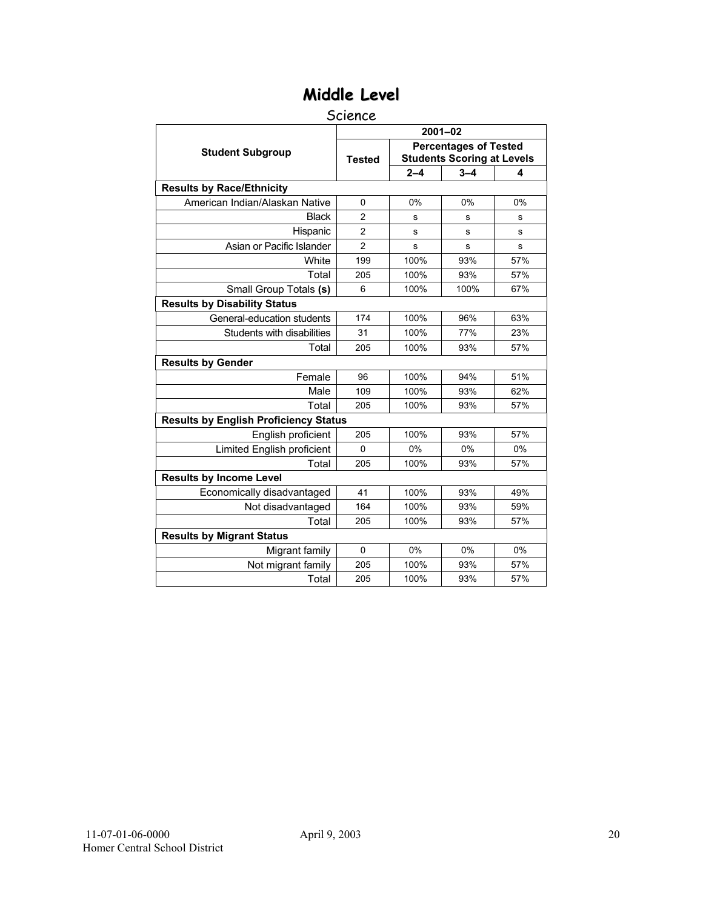# Middle Level

## Science

| Student Subgroup | 2001–02 | | | |
|---|---|---|---|---|
| | Tested | Percentages of Tested Students Scoring at Levels | | |
| | | 2–4 | 3–4 | 4 |
| **Results by Race/Ethnicity** | | | | |
| American Indian/Alaskan Native | 0 | 0% | 0% | 0% |
| Black | 2 | s | s | s |
| Hispanic | 2 | s | s | s |
| Asian or Pacific Islander | 2 | s | s | s |
| White | 199 | 100% | 93% | 57% |
| Total | 205 | 100% | 93% | 57% |
| Small Group Totals **(s)** | 6 | 100% | 100% | 67% |
| **Results by Disability Status** | | | | |
| General-education students | 174 | 100% | 96% | 63% |
| Students with disabilities | 31 | 100% | 77% | 23% |
| Total | 205 | 100% | 93% | 57% |
| **Results by Gender** | | | | |
| Female | 96 | 100% | 94% | 51% |
| Male | 109 | 100% | 93% | 62% |
| Total | 205 | 100% | 93% | 57% |
| **Results by English Proficiency Status** | | | | |
| English proficient | 205 | 100% | 93% | 57% |
| Limited English proficient | 0 | 0% | 0% | 0% |
| Total | 205 | 100% | 93% | 57% |
| **Results by Income Level** | | | | |
| Economically disadvantaged | 41 | 100% | 93% | 49% |
| Not disadvantaged | 164 | 100% | 93% | 59% |
| Total | 205 | 100% | 93% | 57% |
| **Results by Migrant Status** | | | | |
| Migrant family | 0 | 0% | 0% | 0% |
| Not migrant family | 205 | 100% | 93% | 57% |
| Total | 205 | 100% | 93% | 57% |

11-07-01-06-0000 April 9, 2003
Homer Central School District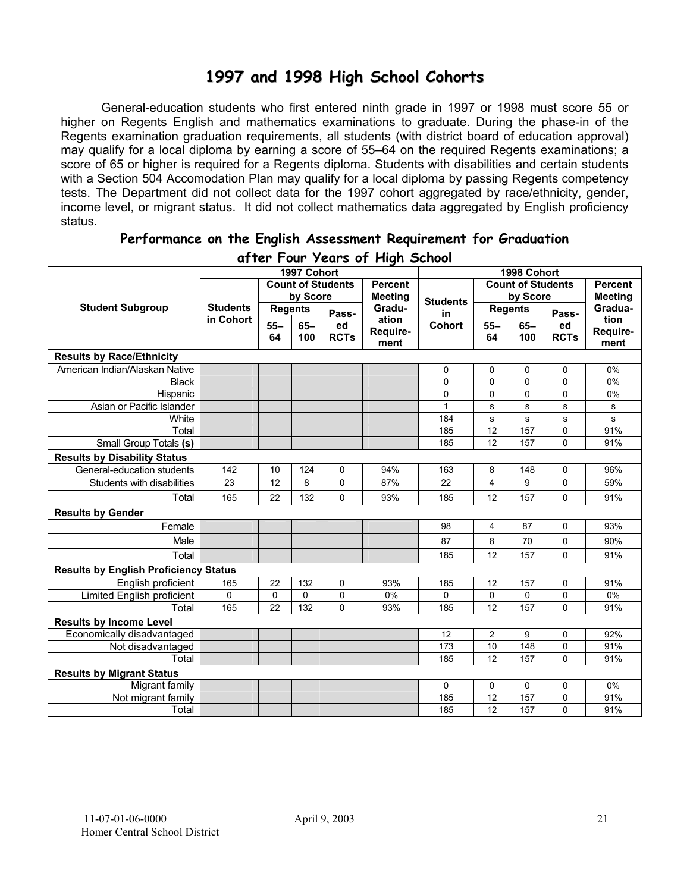# 1997 and 1998 High School Cohorts

General-education students who first entered ninth grade in 1997 or 1998 must score 55 or higher on Regents English and mathematics examinations to graduate. During the phase-in of the Regents examination graduation requirements, all students (with district board of education approval) may qualify for a local diploma by earning a score of 55–64 on the required Regents examinations; a score of 65 or higher is required for a Regents diploma. Students with disabilities and certain students with a Section 504 Accomodation Plan may qualify for a local diploma by passing Regents competency tests. The Department did not collect data for the 1997 cohort aggregated by race/ethnicity, gender, income level, or migrant status. It did not collect mathematics data aggregated by English proficiency status.

## Performance on the English Assessment Requirement for Graduation after Four Years of High School

| Student Subgroup | 1997 Cohort | | | | | 1998 Cohort | | | | |
|---|---|---|---|---|---|---|---|---|---|---|
| | Students in Cohort | Count of Students by Score | | | Percent Meeting Graduation Requirement | Students in Cohort | Count of Students by Score | | | Percent Meeting Graduation Requirement |
| | | Regents 55–64 | Regents 65–100 | Passed RCTs | | | Regents 55–64 | Regents 65–100 | Passed RCTs | |
| **Results by Race/Ethnicity** | | | | | | | | | | |
| American Indian/Alaskan Native | | | | | | 0 | 0 | 0 | 0 | 0% |
| Black | | | | | | 0 | 0 | 0 | 0 | 0% |
| Hispanic | | | | | | 0 | 0 | 0 | 0 | 0% |
| Asian or Pacific Islander | | | | | | 1 | s | s | s | s |
| White | | | | | | 184 | s | s | s | s |
| Total | | | | | | 185 | 12 | 157 | 0 | 91% |
| Small Group Totals (s) | | | | | | 185 | 12 | 157 | 0 | 91% |
| **Results by Disability Status** | | | | | | | | | | |
| General-education students | 142 | 10 | 124 | 0 | 94% | 163 | 8 | 148 | 0 | 96% |
| Students with disabilities | 23 | 12 | 8 | 0 | 87% | 22 | 4 | 9 | 0 | 59% |
| Total | 165 | 22 | 132 | 0 | 93% | 185 | 12 | 157 | 0 | 91% |
| **Results by Gender** | | | | | | | | | | |
| Female | | | | | | 98 | 4 | 87 | 0 | 93% |
| Male | | | | | | 87 | 8 | 70 | 0 | 90% |
| Total | | | | | | 185 | 12 | 157 | 0 | 91% |
| **Results by English Proficiency Status** | | | | | | | | | | |
| English proficient | 165 | 22 | 132 | 0 | 93% | 185 | 12 | 157 | 0 | 91% |
| Limited English proficient | 0 | 0 | 0 | 0 | 0% | 0 | 0 | 0 | 0 | 0% |
| Total | 165 | 22 | 132 | 0 | 93% | 185 | 12 | 157 | 0 | 91% |
| **Results by Income Level** | | | | | | | | | | |
| Economically disadvantaged | | | | | | 12 | 2 | 9 | 0 | 92% |
| Not disadvantaged | | | | | | 173 | 10 | 148 | 0 | 91% |
| Total | | | | | | 185 | 12 | 157 | 0 | 91% |
| **Results by Migrant Status** | | | | | | | | | | |
| Migrant family | | | | | | 0 | 0 | 0 | 0 | 0% |
| Not migrant family | | | | | | 185 | 12 | 157 | 0 | 91% |
| Total | | | | | | 185 | 12 | 157 | 0 | 91% |

11-07-01-06-0000 April 9, 2003
Homer Central School District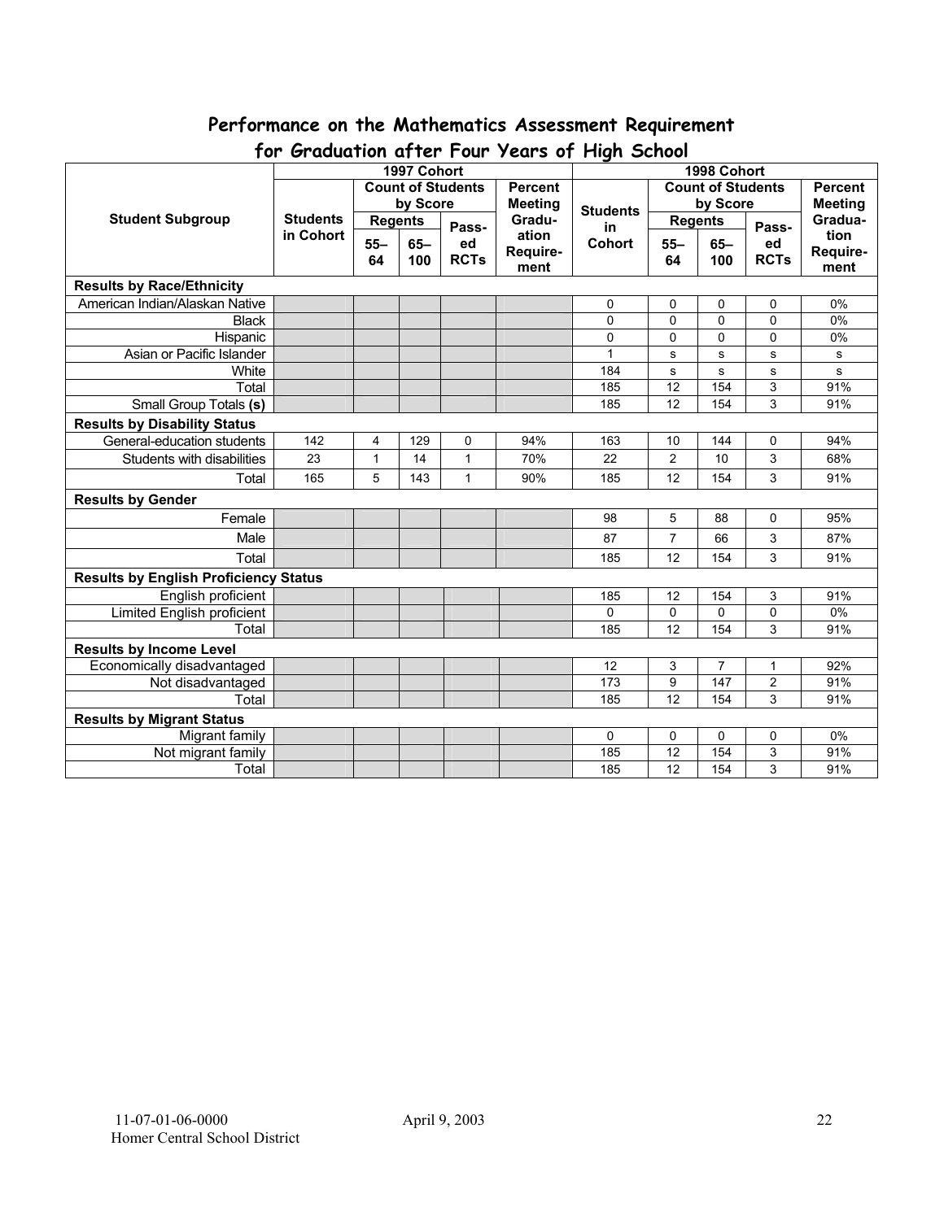## Performance on the Mathematics Assessment Requirement for Graduation after Four Years of High School

| Student Subgroup | 1997 Cohort | | | | | 1998 Cohort | | | | |
|---|---|---|---|---|---|---|---|---|---|---|
| | Students in Cohort | Count of Students by Score | | | Percent Meeting Graduation Requirement | Students in Cohort | Count of Students by Score | | | Percent Meeting Graduation Requirement |
| | | Regents 55–64 | Regents 65–100 | Passed RCTs | | | Regents 55–64 | Regents 65–100 | Passed RCTs | |
| **Results by Race/Ethnicity** | | | | | | | | | | |
| American Indian/Alaskan Native | | | | | | 0 | 0 | 0 | 0 | 0% |
| Black | | | | | | 0 | 0 | 0 | 0 | 0% |
| Hispanic | | | | | | 0 | 0 | 0 | 0 | 0% |
| Asian or Pacific Islander | | | | | | 1 | s | s | s | s |
| White | | | | | | 184 | s | s | s | s |
| Total | | | | | | 185 | 12 | 154 | 3 | 91% |
| Small Group Totals **(s)** | | | | | | 185 | 12 | 154 | 3 | 91% |
| **Results by Disability Status** | | | | | | | | | | |
| General-education students | 142 | 4 | 129 | 0 | 94% | 163 | 10 | 144 | 0 | 94% |
| Students with disabilities | 23 | 1 | 14 | 1 | 70% | 22 | 2 | 10 | 3 | 68% |
| Total | 165 | 5 | 143 | 1 | 90% | 185 | 12 | 154 | 3 | 91% |
| **Results by Gender** | | | | | | | | | | |
| Female | | | | | | 98 | 5 | 88 | 0 | 95% |
| Male | | | | | | 87 | 7 | 66 | 3 | 87% |
| Total | | | | | | 185 | 12 | 154 | 3 | 91% |
| **Results by English Proficiency Status** | | | | | | | | | | |
| English proficient | | | | | | 185 | 12 | 154 | 3 | 91% |
| Limited English proficient | | | | | | 0 | 0 | 0 | 0 | 0% |
| Total | | | | | | 185 | 12 | 154 | 3 | 91% |
| **Results by Income Level** | | | | | | | | | | |
| Economically disadvantaged | | | | | | 12 | 3 | 7 | 1 | 92% |
| Not disadvantaged | | | | | | 173 | 9 | 147 | 2 | 91% |
| Total | | | | | | 185 | 12 | 154 | 3 | 91% |
| **Results by Migrant Status** | | | | | | | | | | |
| Migrant family | | | | | | 0 | 0 | 0 | 0 | 0% |
| Not migrant family | | | | | | 185 | 12 | 154 | 3 | 91% |
| Total | | | | | | 185 | 12 | 154 | 3 | 91% |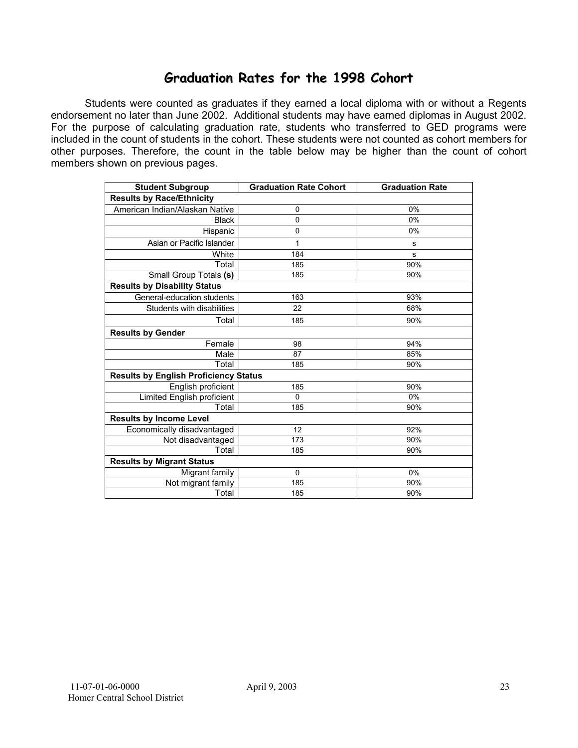## Graduation Rates for the 1998 Cohort

Students were counted as graduates if they earned a local diploma with or without a Regents endorsement no later than June 2002. Additional students may have earned diplomas in August 2002. For the purpose of calculating graduation rate, students who transferred to GED programs were included in the count of students in the cohort. These students were not counted as cohort members for other purposes. Therefore, the count in the table below may be higher than the count of cohort members shown on previous pages.

| Student Subgroup | Graduation Rate Cohort | Graduation Rate |
|---|---|---|
| **Results by Race/Ethnicity** | | |
| American Indian/Alaskan Native | 0 | 0% |
| Black | 0 | 0% |
| Hispanic | 0 | 0% |
| Asian or Pacific Islander | 1 | s |
| White | 184 | s |
| Total | 185 | 90% |
| Small Group Totals **(s)** | 185 | 90% |
| **Results by Disability Status** | | |
| General-education students | 163 | 93% |
| Students with disabilities | 22 | 68% |
| Total | 185 | 90% |
| **Results by Gender** | | |
| Female | 98 | 94% |
| Male | 87 | 85% |
| Total | 185 | 90% |
| **Results by English Proficiency Status** | | |
| English proficient | 185 | 90% |
| Limited English proficient | 0 | 0% |
| Total | 185 | 90% |
| **Results by Income Level** | | |
| Economically disadvantaged | 12 | 92% |
| Not disadvantaged | 173 | 90% |
| Total | 185 | 90% |
| **Results by Migrant Status** | | |
| Migrant family | 0 | 0% |
| Not migrant family | 185 | 90% |
| Total | 185 | 90% |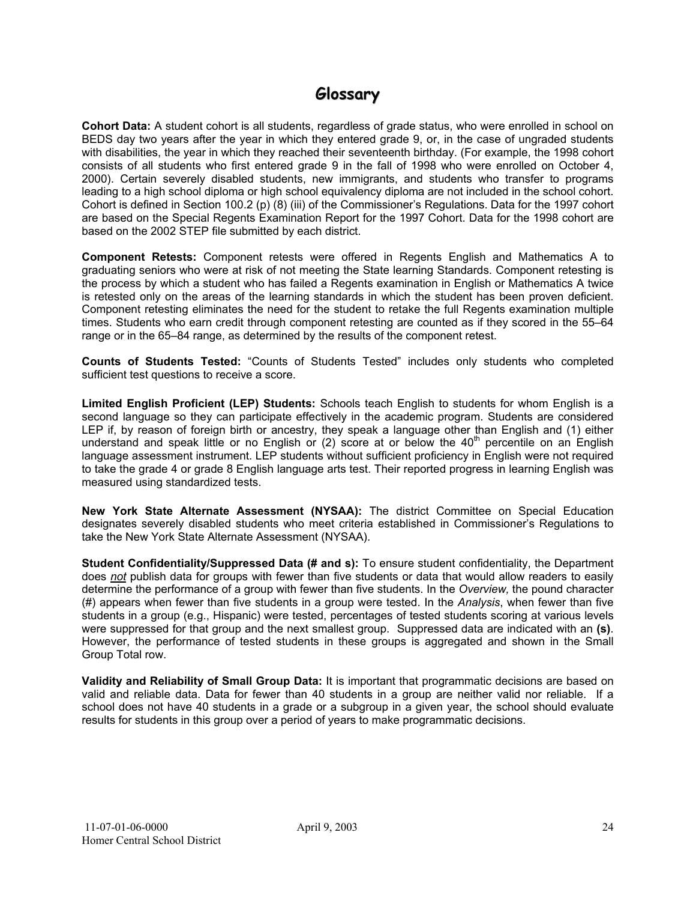# Glossary

**Cohort Data:** A student cohort is all students, regardless of grade status, who were enrolled in school on BEDS day two years after the year in which they entered grade 9, or, in the case of ungraded students with disabilities, the year in which they reached their seventeenth birthday. (For example, the 1998 cohort consists of all students who first entered grade 9 in the fall of 1998 who were enrolled on October 4, 2000). Certain severely disabled students, new immigrants, and students who transfer to programs leading to a high school diploma or high school equivalency diploma are not included in the school cohort. Cohort is defined in Section 100.2 (p) (8) (iii) of the Commissioner's Regulations. Data for the 1997 cohort are based on the Special Regents Examination Report for the 1997 Cohort. Data for the 1998 cohort are based on the 2002 STEP file submitted by each district.

**Component Retests:** Component retests were offered in Regents English and Mathematics A to graduating seniors who were at risk of not meeting the State learning Standards. Component retesting is the process by which a student who has failed a Regents examination in English or Mathematics A twice is retested only on the areas of the learning standards in which the student has been proven deficient. Component retesting eliminates the need for the student to retake the full Regents examination multiple times. Students who earn credit through component retesting are counted as if they scored in the 55–64 range or in the 65–84 range, as determined by the results of the component retest.

**Counts of Students Tested:** "Counts of Students Tested" includes only students who completed sufficient test questions to receive a score.

**Limited English Proficient (LEP) Students:** Schools teach English to students for whom English is a second language so they can participate effectively in the academic program. Students are considered LEP if, by reason of foreign birth or ancestry, they speak a language other than English and (1) either understand and speak little or no English or (2) score at or below the 40th percentile on an English language assessment instrument. LEP students without sufficient proficiency in English were not required to take the grade 4 or grade 8 English language arts test. Their reported progress in learning English was measured using standardized tests.

**New York State Alternate Assessment (NYSAA):** The district Committee on Special Education designates severely disabled students who meet criteria established in Commissioner's Regulations to take the New York State Alternate Assessment (NYSAA).

**Student Confidentiality/Suppressed Data (# and s):** To ensure student confidentiality, the Department does *not* publish data for groups with fewer than five students or data that would allow readers to easily determine the performance of a group with fewer than five students. In the *Overview,* the pound character (#) appears when fewer than five students in a group were tested. In the *Analysis*, when fewer than five students in a group (e.g., Hispanic) were tested, percentages of tested students scoring at various levels were suppressed for that group and the next smallest group. Suppressed data are indicated with an **(s)**. However, the performance of tested students in these groups is aggregated and shown in the Small Group Total row.

**Validity and Reliability of Small Group Data:** It is important that programmatic decisions are based on valid and reliable data. Data for fewer than 40 students in a group are neither valid nor reliable. If a school does not have 40 students in a grade or a subgroup in a given year, the school should evaluate results for students in this group over a period of years to make programmatic decisions.